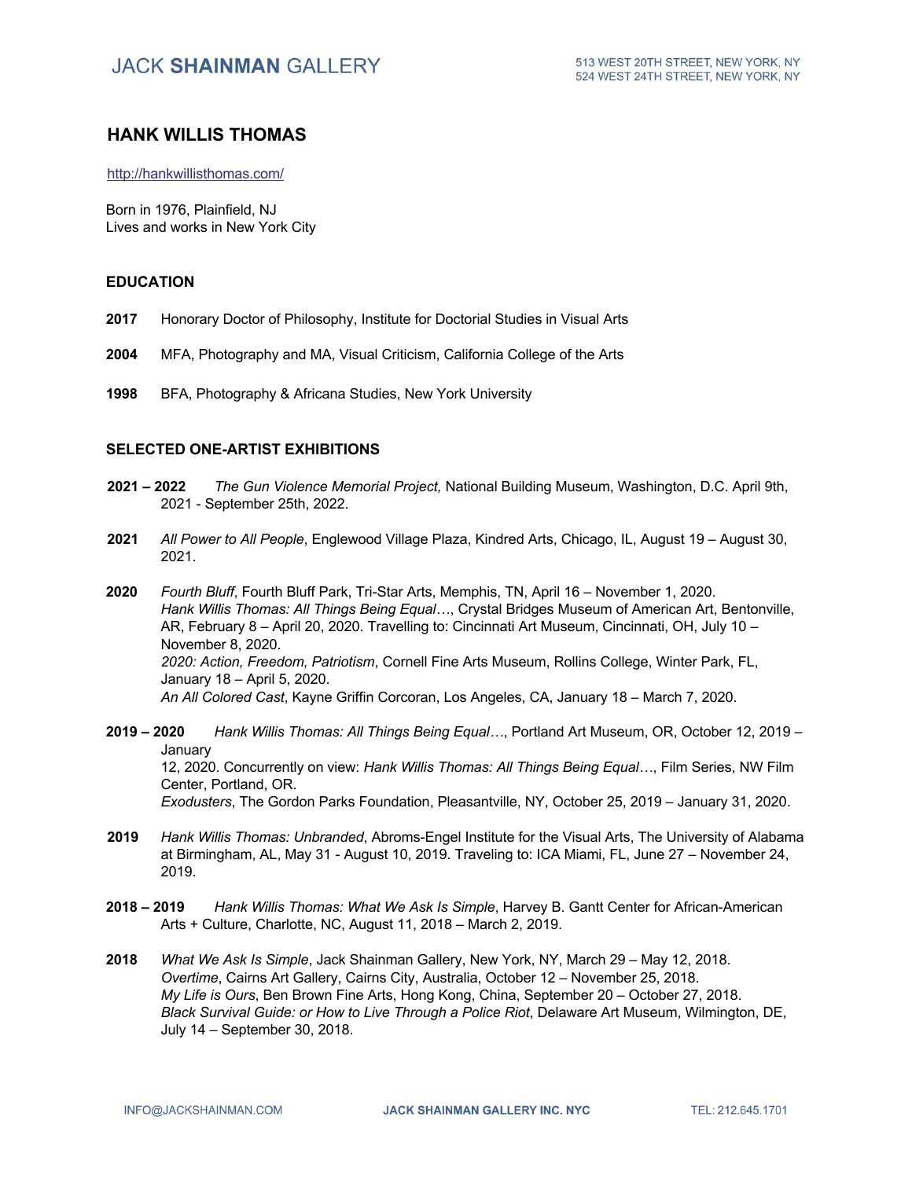# HANK WILLIS THOMAS

http://hankwillisthomas.com/

Born in 1976, Plainfield, NJ
Lives and works in New York City

## EDUCATION

**2017** Honorary Doctor of Philosophy, Institute for Doctorial Studies in Visual Arts

**2004** MFA, Photography and MA, Visual Criticism, California College of the Arts

**1998** BFA, Photography & Africana Studies, New York University

## SELECTED ONE-ARTIST EXHIBITIONS

**2021 – 2022** *The Gun Violence Memorial Project,* National Building Museum, Washington, D.C. April 9th, 2021 - September 25th, 2022.

**2021** *All Power to All People*, Englewood Village Plaza, Kindred Arts, Chicago, IL, August 19 – August 30, 2021.

**2020** *Fourth Bluff*, Fourth Bluff Park, Tri-Star Arts, Memphis, TN, April 16 – November 1, 2020.
*Hank Willis Thomas: All Things Being Equal…*, Crystal Bridges Museum of American Art, Bentonville, AR, February 8 – April 20, 2020. Travelling to: Cincinnati Art Museum, Cincinnati, OH, July 10 – November 8, 2020.
*2020: Action, Freedom, Patriotism*, Cornell Fine Arts Museum, Rollins College, Winter Park, FL, January 18 – April 5, 2020.
*An All Colored Cast*, Kayne Griffin Corcoran, Los Angeles, CA, January 18 – March 7, 2020.

**2019 – 2020** *Hank Willis Thomas: All Things Being Equal…*, Portland Art Museum, OR, October 12, 2019 – January 12, 2020. Concurrently on view: *Hank Willis Thomas: All Things Being Equal…*, Film Series, NW Film Center, Portland, OR.
*Exodusters*, The Gordon Parks Foundation, Pleasantville, NY, October 25, 2019 – January 31, 2020.

**2019** *Hank Willis Thomas: Unbranded*, Abroms-Engel Institute for the Visual Arts, The University of Alabama at Birmingham, AL, May 31 - August 10, 2019. Traveling to: ICA Miami, FL, June 27 – November 24, 2019.

**2018 – 2019** *Hank Willis Thomas: What We Ask Is Simple*, Harvey B. Gantt Center for African-American Arts + Culture, Charlotte, NC, August 11, 2018 – March 2, 2019.

**2018** *What We Ask Is Simple*, Jack Shainman Gallery, New York, NY, March 29 – May 12, 2018.
*Overtime*, Cairns Art Gallery, Cairns City, Australia, October 12 – November 25, 2018.
*My Life is Ours*, Ben Brown Fine Arts, Hong Kong, China, September 20 – October 27, 2018.
*Black Survival Guide: or How to Live Through a Police Riot*, Delaware Art Museum, Wilmington, DE, July 14 – September 30, 2018.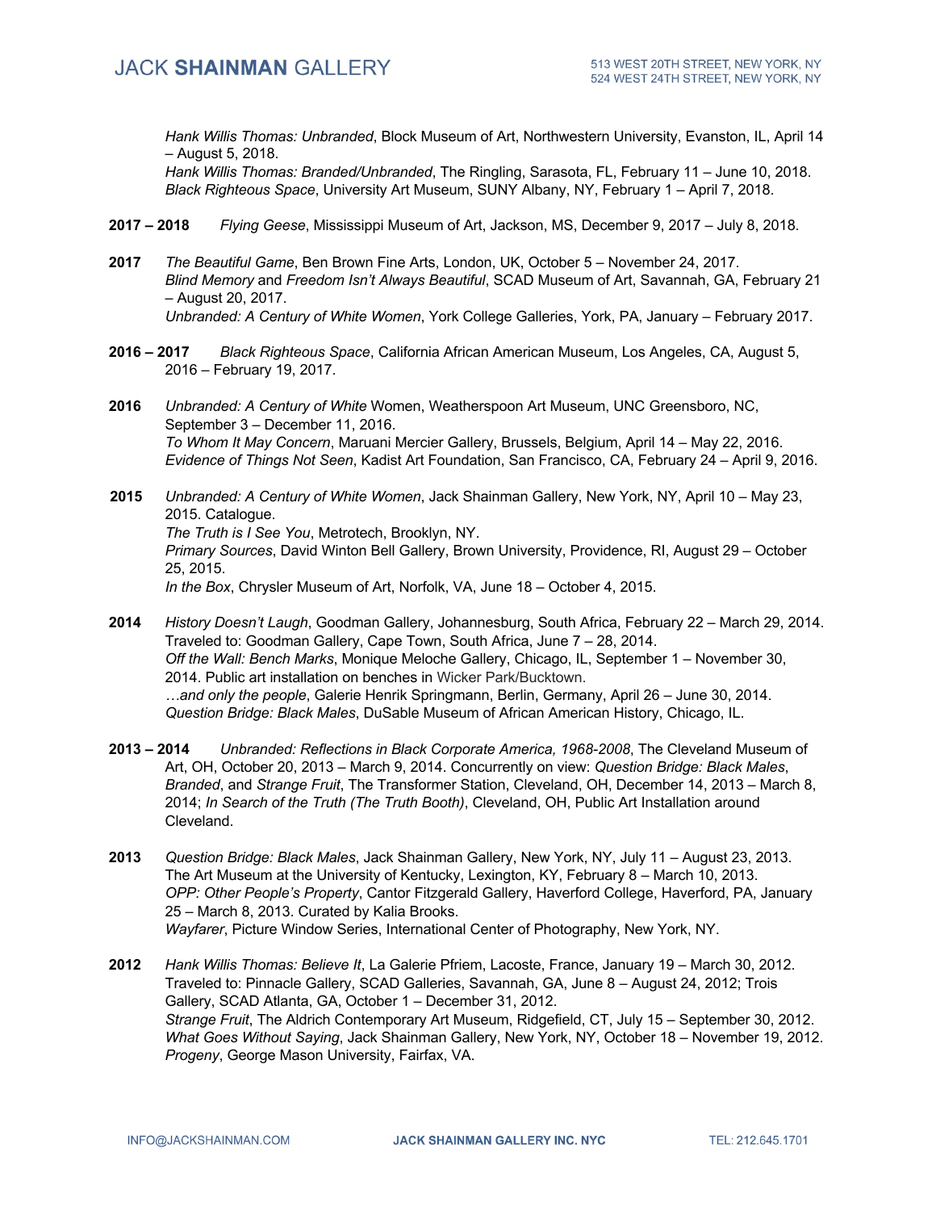*Hank Willis Thomas: Unbranded*, Block Museum of Art, Northwestern University, Evanston, IL, April 14 – August 5, 2018.
*Hank Willis Thomas: Branded/Unbranded*, The Ringling, Sarasota, FL, February 11 – June 10, 2018.
*Black Righteous Space*, University Art Museum, SUNY Albany, NY, February 1 – April 7, 2018.

**2017 – 2018** *Flying Geese*, Mississippi Museum of Art, Jackson, MS, December 9, 2017 – July 8, 2018.

**2017** *The Beautiful Game*, Ben Brown Fine Arts, London, UK, October 5 – November 24, 2017.
*Blind Memory* and *Freedom Isn't Always Beautiful*, SCAD Museum of Art, Savannah, GA, February 21 – August 20, 2017.
*Unbranded: A Century of White Women*, York College Galleries, York, PA, January – February 2017.

**2016 – 2017** *Black Righteous Space*, California African American Museum, Los Angeles, CA, August 5, 2016 – February 19, 2017.

**2016** *Unbranded: A Century of White* Women, Weatherspoon Art Museum, UNC Greensboro, NC, September 3 – December 11, 2016.
*To Whom It May Concern*, Maruani Mercier Gallery, Brussels, Belgium, April 14 – May 22, 2016.
*Evidence of Things Not Seen*, Kadist Art Foundation, San Francisco, CA, February 24 – April 9, 2016.

**2015** *Unbranded: A Century of White Women*, Jack Shainman Gallery, New York, NY, April 10 – May 23, 2015. Catalogue.
*The Truth is I See You*, Metrotech, Brooklyn, NY.
*Primary Sources*, David Winton Bell Gallery, Brown University, Providence, RI, August 29 – October 25, 2015.
*In the Box*, Chrysler Museum of Art, Norfolk, VA, June 18 – October 4, 2015.

**2014** *History Doesn't Laugh*, Goodman Gallery, Johannesburg, South Africa, February 22 – March 29, 2014. Traveled to: Goodman Gallery, Cape Town, South Africa, June 7 – 28, 2014.
*Off the Wall: Bench Marks*, Monique Meloche Gallery, Chicago, IL, September 1 – November 30, 2014. Public art installation on benches in Wicker Park/Bucktown.
*…and only the people*, Galerie Henrik Springmann, Berlin, Germany, April 26 – June 30, 2014.
*Question Bridge: Black Males*, DuSable Museum of African American History, Chicago, IL.

**2013 – 2014** *Unbranded: Reflections in Black Corporate America, 1968-2008*, The Cleveland Museum of Art, OH, October 20, 2013 – March 9, 2014. Concurrently on view: *Question Bridge: Black Males*, *Branded*, and *Strange Fruit*, The Transformer Station, Cleveland, OH, December 14, 2013 – March 8, 2014; *In Search of the Truth (The Truth Booth)*, Cleveland, OH, Public Art Installation around Cleveland.

**2013** *Question Bridge: Black Males*, Jack Shainman Gallery, New York, NY, July 11 – August 23, 2013. The Art Museum at the University of Kentucky, Lexington, KY, February 8 – March 10, 2013.
*OPP: Other People's Property*, Cantor Fitzgerald Gallery, Haverford College, Haverford, PA, January 25 – March 8, 2013. Curated by Kalia Brooks.
*Wayfarer*, Picture Window Series, International Center of Photography, New York, NY.

**2012** *Hank Willis Thomas: Believe It*, La Galerie Pfriem, Lacoste, France, January 19 – March 30, 2012. Traveled to: Pinnacle Gallery, SCAD Galleries, Savannah, GA, June 8 – August 24, 2012; Trois Gallery, SCAD Atlanta, GA, October 1 – December 31, 2012.
*Strange Fruit*, The Aldrich Contemporary Art Museum, Ridgefield, CT, July 15 – September 30, 2012.
*What Goes Without Saying*, Jack Shainman Gallery, New York, NY, October 18 – November 19, 2012.
*Progeny*, George Mason University, Fairfax, VA.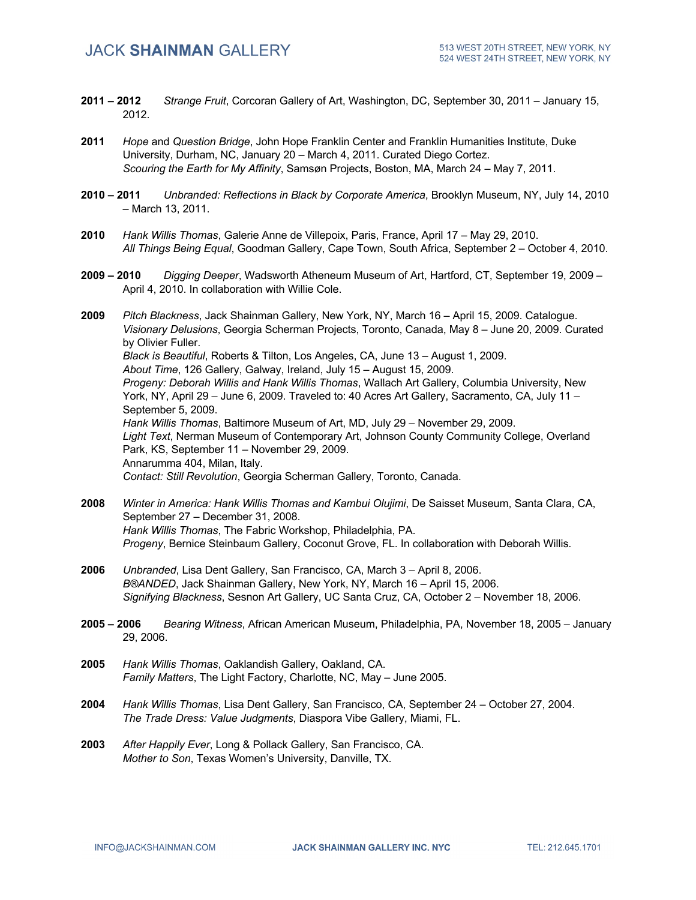**2011 – 2012** *Strange Fruit*, Corcoran Gallery of Art, Washington, DC, September 30, 2011 – January 15, 2012.

**2011** *Hope* and *Question Bridge*, John Hope Franklin Center and Franklin Humanities Institute, Duke University, Durham, NC, January 20 – March 4, 2011. Curated Diego Cortez.
*Scouring the Earth for My Affinity*, Samsøn Projects, Boston, MA, March 24 – May 7, 2011.

**2010 – 2011** *Unbranded: Reflections in Black by Corporate America*, Brooklyn Museum, NY, July 14, 2010 – March 13, 2011.

**2010** *Hank Willis Thomas*, Galerie Anne de Villepoix, Paris, France, April 17 – May 29, 2010.
*All Things Being Equal*, Goodman Gallery, Cape Town, South Africa, September 2 – October 4, 2010.

**2009 – 2010** *Digging Deeper*, Wadsworth Atheneum Museum of Art, Hartford, CT, September 19, 2009 – April 4, 2010. In collaboration with Willie Cole.

**2009** *Pitch Blackness*, Jack Shainman Gallery, New York, NY, March 16 – April 15, 2009. Catalogue.
*Visionary Delusions*, Georgia Scherman Projects, Toronto, Canada, May 8 – June 20, 2009. Curated by Olivier Fuller.
*Black is Beautiful*, Roberts & Tilton, Los Angeles, CA, June 13 – August 1, 2009.
*About Time*, 126 Gallery, Galway, Ireland, July 15 – August 15, 2009.
*Progeny: Deborah Willis and Hank Willis Thomas*, Wallach Art Gallery, Columbia University, New York, NY, April 29 – June 6, 2009. Traveled to: 40 Acres Art Gallery, Sacramento, CA, July 11 – September 5, 2009.
*Hank Willis Thomas*, Baltimore Museum of Art, MD, July 29 – November 29, 2009.
*Light Text*, Nerman Museum of Contemporary Art, Johnson County Community College, Overland Park, KS, September 11 – November 29, 2009.
Annarumma 404, Milan, Italy.
*Contact: Still Revolution*, Georgia Scherman Gallery, Toronto, Canada.

**2008** *Winter in America: Hank Willis Thomas and Kambui Olujimi*, De Saisset Museum, Santa Clara, CA, September 27 – December 31, 2008.
*Hank Willis Thomas*, The Fabric Workshop, Philadelphia, PA.
*Progeny*, Bernice Steinbaum Gallery, Coconut Grove, FL. In collaboration with Deborah Willis.

**2006** *Unbranded*, Lisa Dent Gallery, San Francisco, CA, March 3 – April 8, 2006.
*B®ANDED*, Jack Shainman Gallery, New York, NY, March 16 – April 15, 2006.
*Signifying Blackness*, Sesnon Art Gallery, UC Santa Cruz, CA, October 2 – November 18, 2006.

**2005 – 2006** *Bearing Witness*, African American Museum, Philadelphia, PA, November 18, 2005 – January 29, 2006.

**2005** *Hank Willis Thomas*, Oaklandish Gallery, Oakland, CA.
*Family Matters*, The Light Factory, Charlotte, NC, May – June 2005.

**2004** *Hank Willis Thomas*, Lisa Dent Gallery, San Francisco, CA, September 24 – October 27, 2004.
*The Trade Dress: Value Judgments*, Diaspora Vibe Gallery, Miami, FL.

**2003** *After Happily Ever*, Long & Pollack Gallery, San Francisco, CA.
*Mother to Son*, Texas Women's University, Danville, TX.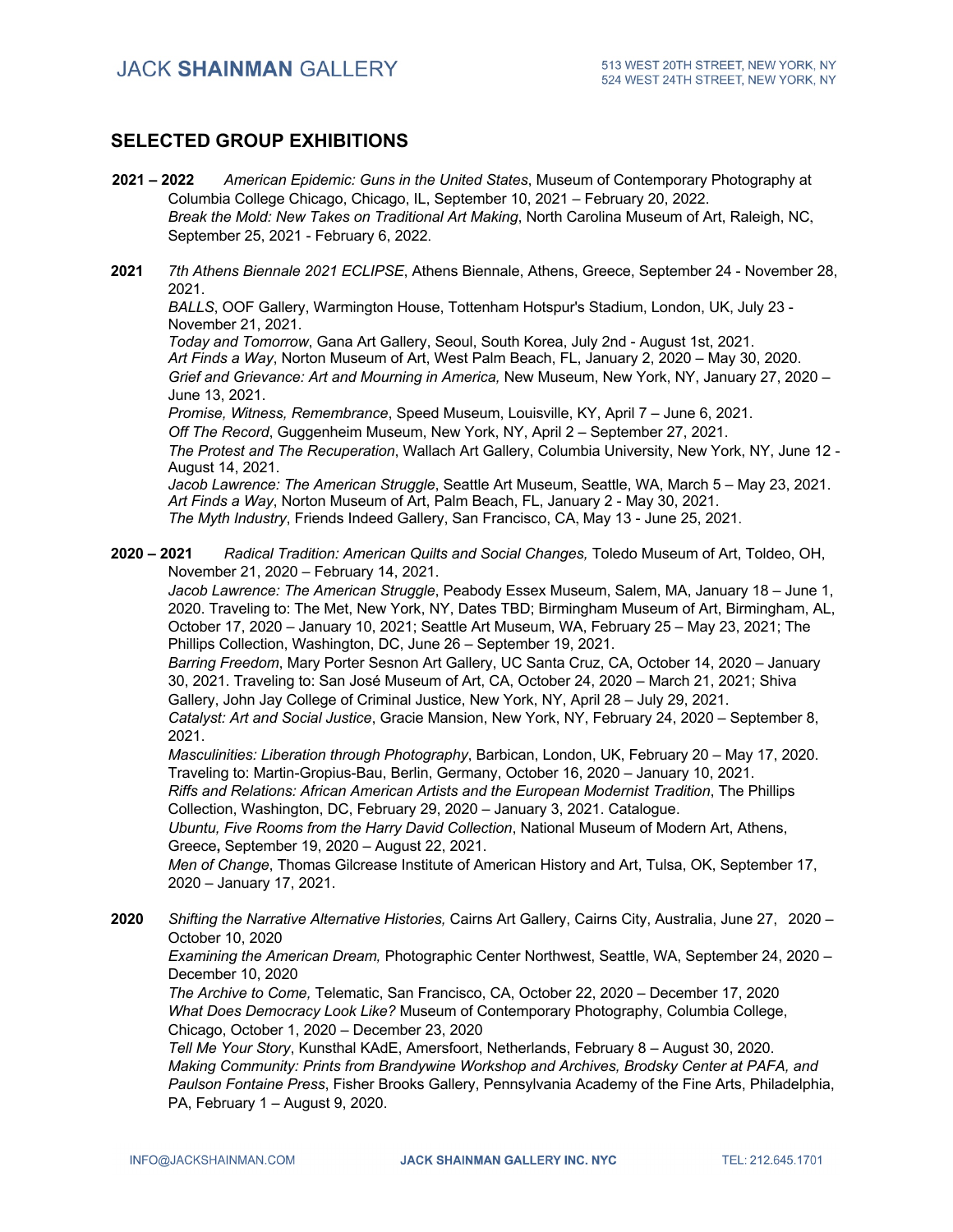## SELECTED GROUP EXHIBITIONS

**2021 – 2022** *American Epidemic: Guns in the United States*, Museum of Contemporary Photography at Columbia College Chicago, Chicago, IL, September 10, 2021 – February 20, 2022.
*Break the Mold: New Takes on Traditional Art Making*, North Carolina Museum of Art, Raleigh, NC, September 25, 2021 - February 6, 2022.

**2021** *7th Athens Biennale 2021 ECLIPSE*, Athens Biennale, Athens, Greece, September 24 - November 28, 2021.
*BALLS*, OOF Gallery, Warmington House, Tottenham Hotspur's Stadium, London, UK, July 23 - November 21, 2021.
*Today and Tomorrow*, Gana Art Gallery, Seoul, South Korea, July 2nd - August 1st, 2021.
*Art Finds a Way*, Norton Museum of Art, West Palm Beach, FL, January 2, 2020 – May 30, 2020.
*Grief and Grievance: Art and Mourning in America,* New Museum, New York, NY, January 27, 2020 – June 13, 2021.
*Promise, Witness, Remembrance*, Speed Museum, Louisville, KY, April 7 – June 6, 2021.
*Off The Record*, Guggenheim Museum, New York, NY, April 2 – September 27, 2021.
*The Protest and The Recuperation*, Wallach Art Gallery, Columbia University, New York, NY, June 12 - August 14, 2021.
*Jacob Lawrence: The American Struggle*, Seattle Art Museum, Seattle, WA, March 5 – May 23, 2021.
*Art Finds a Way*, Norton Museum of Art, Palm Beach, FL, January 2 - May 30, 2021.
*The Myth Industry*, Friends Indeed Gallery, San Francisco, CA, May 13 - June 25, 2021.

**2020 – 2021** *Radical Tradition: American Quilts and Social Changes,* Toledo Museum of Art, Toldeo, OH, November 21, 2020 – February 14, 2021.
*Jacob Lawrence: The American Struggle*, Peabody Essex Museum, Salem, MA, January 18 – June 1, 2020. Traveling to: The Met, New York, NY, Dates TBD; Birmingham Museum of Art, Birmingham, AL, October 17, 2020 – January 10, 2021; Seattle Art Museum, WA, February 25 – May 23, 2021; The Phillips Collection, Washington, DC, June 26 – September 19, 2021.
*Barring Freedom*, Mary Porter Sesnon Art Gallery, UC Santa Cruz, CA, October 14, 2020 – January 30, 2021. Traveling to: San José Museum of Art, CA, October 24, 2020 – March 21, 2021; Shiva Gallery, John Jay College of Criminal Justice, New York, NY, April 28 – July 29, 2021.
*Catalyst: Art and Social Justice*, Gracie Mansion, New York, NY, February 24, 2020 – September 8, 2021.
*Masculinities: Liberation through Photography*, Barbican, London, UK, February 20 – May 17, 2020. Traveling to: Martin-Gropius-Bau, Berlin, Germany, October 16, 2020 – January 10, 2021.
*Riffs and Relations: African American Artists and the European Modernist Tradition*, The Phillips Collection, Washington, DC, February 29, 2020 – January 3, 2021. Catalogue.
*Ubuntu, Five Rooms from the Harry David Collection*, National Museum of Modern Art, Athens, Greece**,** September 19, 2020 – August 22, 2021.
*Men of Change*, Thomas Gilcrease Institute of American History and Art, Tulsa, OK, September 17, 2020 – January 17, 2021.

**2020** *Shifting the Narrative Alternative Histories,* Cairns Art Gallery, Cairns City, Australia, June 27, 2020 – October 10, 2020
*Examining the American Dream,* Photographic Center Northwest, Seattle, WA, September 24, 2020 – December 10, 2020
*The Archive to Come,* Telematic, San Francisco, CA, October 22, 2020 – December 17, 2020
*What Does Democracy Look Like?* Museum of Contemporary Photography, Columbia College, Chicago, October 1, 2020 – December 23, 2020
*Tell Me Your Story*, Kunsthal KAdE, Amersfoort, Netherlands, February 8 – August 30, 2020.
*Making Community: Prints from Brandywine Workshop and Archives, Brodsky Center at PAFA, and Paulson Fontaine Press*, Fisher Brooks Gallery, Pennsylvania Academy of the Fine Arts, Philadelphia, PA, February 1 – August 9, 2020.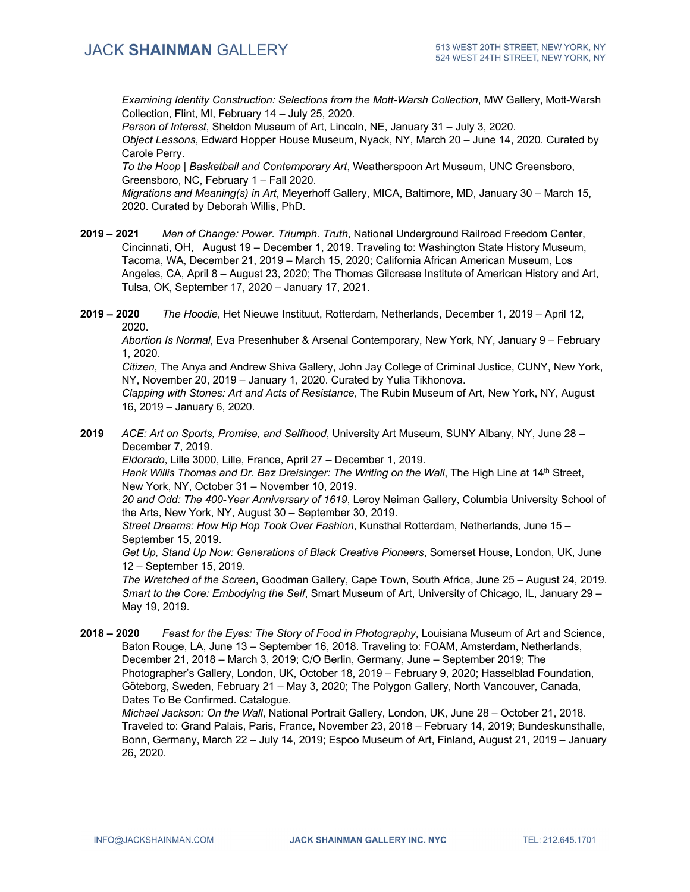*Examining Identity Construction: Selections from the Mott-Warsh Collection*, MW Gallery, Mott-Warsh Collection, Flint, MI, February 14 – July 25, 2020.
*Person of Interest*, Sheldon Museum of Art, Lincoln, NE, January 31 – July 3, 2020.
*Object Lessons*, Edward Hopper House Museum, Nyack, NY, March 20 – June 14, 2020. Curated by Carole Perry.
*To the Hoop | Basketball and Contemporary Art*, Weatherspoon Art Museum, UNC Greensboro, Greensboro, NC, February 1 – Fall 2020.
*Migrations and Meaning(s) in Art*, Meyerhoff Gallery, MICA, Baltimore, MD, January 30 – March 15, 2020. Curated by Deborah Willis, PhD.

**2019 – 2021** *Men of Change: Power. Triumph. Truth*, National Underground Railroad Freedom Center, Cincinnati, OH, August 19 – December 1, 2019. Traveling to: Washington State History Museum, Tacoma, WA, December 21, 2019 – March 15, 2020; California African American Museum, Los Angeles, CA, April 8 – August 23, 2020; The Thomas Gilcrease Institute of American History and Art, Tulsa, OK, September 17, 2020 – January 17, 2021.

**2019 – 2020** *The Hoodie*, Het Nieuwe Instituut, Rotterdam, Netherlands, December 1, 2019 – April 12, 2020.
*Abortion Is Normal*, Eva Presenhuber & Arsenal Contemporary, New York, NY, January 9 – February 1, 2020.
*Citizen*, The Anya and Andrew Shiva Gallery, John Jay College of Criminal Justice, CUNY, New York, NY, November 20, 2019 – January 1, 2020. Curated by Yulia Tikhonova.
*Clapping with Stones: Art and Acts of Resistance*, The Rubin Museum of Art, New York, NY, August 16, 2019 – January 6, 2020.

**2019** *ACE: Art on Sports, Promise, and Selfhood*, University Art Museum, SUNY Albany, NY, June 28 – December 7, 2019.
*Eldorado*, Lille 3000, Lille, France, April 27 – December 1, 2019.
*Hank Willis Thomas and Dr. Baz Dreisinger: The Writing on the Wall*, The High Line at 14th Street, New York, NY, October 31 – November 10, 2019.
*20 and Odd: The 400-Year Anniversary of 1619*, Leroy Neiman Gallery, Columbia University School of the Arts, New York, NY, August 30 – September 30, 2019.
*Street Dreams: How Hip Hop Took Over Fashion*, Kunsthal Rotterdam, Netherlands, June 15 – September 15, 2019.
*Get Up, Stand Up Now: Generations of Black Creative Pioneers*, Somerset House, London, UK, June 12 – September 15, 2019.
*The Wretched of the Screen*, Goodman Gallery, Cape Town, South Africa, June 25 – August 24, 2019.
*Smart to the Core: Embodying the Self*, Smart Museum of Art, University of Chicago, IL, January 29 – May 19, 2019.

**2018 – 2020** *Feast for the Eyes: The Story of Food in Photography*, Louisiana Museum of Art and Science, Baton Rouge, LA, June 13 – September 16, 2018. Traveling to: FOAM, Amsterdam, Netherlands, December 21, 2018 – March 3, 2019; C/O Berlin, Germany, June – September 2019; The Photographer's Gallery, London, UK, October 18, 2019 – February 9, 2020; Hasselblad Foundation, Göteborg, Sweden, February 21 – May 3, 2020; The Polygon Gallery, North Vancouver, Canada, Dates To Be Confirmed. Catalogue.
*Michael Jackson: On the Wall*, National Portrait Gallery, London, UK, June 28 – October 21, 2018. Traveled to: Grand Palais, Paris, France, November 23, 2018 – February 14, 2019; Bundeskunsthalle, Bonn, Germany, March 22 – July 14, 2019; Espoo Museum of Art, Finland, August 21, 2019 – January 26, 2020.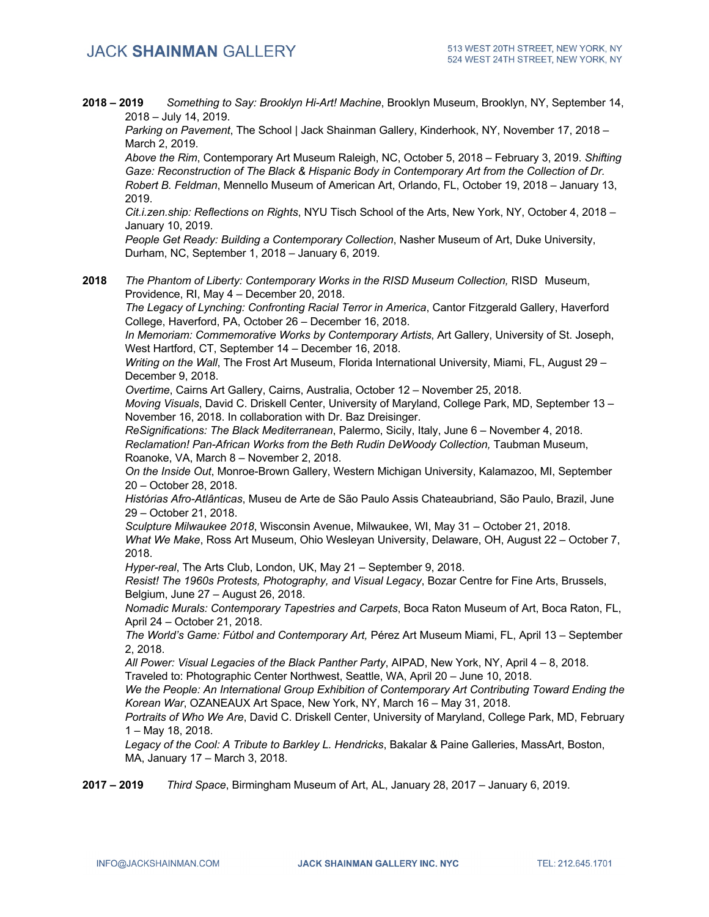**2018 – 2019** *Something to Say: Brooklyn Hi-Art! Machine*, Brooklyn Museum, Brooklyn, NY, September 14, 2018 – July 14, 2019.

*Parking on Pavement*, The School | Jack Shainman Gallery, Kinderhook, NY, November 17, 2018 – March 2, 2019.

*Above the Rim*, Contemporary Art Museum Raleigh, NC, October 5, 2018 – February 3, 2019. *Shifting Gaze: Reconstruction of The Black & Hispanic Body in Contemporary Art from the Collection of Dr. Robert B. Feldman*, Mennello Museum of American Art, Orlando, FL, October 19, 2018 – January 13, 2019.

*Cit.i.zen.ship: Reflections on Rights*, NYU Tisch School of the Arts, New York, NY, October 4, 2018 – January 10, 2019.

*People Get Ready: Building a Contemporary Collection*, Nasher Museum of Art, Duke University, Durham, NC, September 1, 2018 – January 6, 2019.

**2018** *The Phantom of Liberty: Contemporary Works in the RISD Museum Collection,* RISD Museum, Providence, RI, May 4 – December 20, 2018.

*The Legacy of Lynching: Confronting Racial Terror in America*, Cantor Fitzgerald Gallery, Haverford College, Haverford, PA, October 26 – December 16, 2018.

*In Memoriam: Commemorative Works by Contemporary Artists*, Art Gallery, University of St. Joseph, West Hartford, CT, September 14 – December 16, 2018.

*Writing on the Wall*, The Frost Art Museum, Florida International University, Miami, FL, August 29 – December 9, 2018.

*Overtime*, Cairns Art Gallery, Cairns, Australia, October 12 – November 25, 2018.

*Moving Visuals*, David C. Driskell Center, University of Maryland, College Park, MD, September 13 – November 16, 2018. In collaboration with Dr. Baz Dreisinger.

*ReSignifications: The Black Mediterranean*, Palermo, Sicily, Italy, June 6 – November 4, 2018.

*Reclamation! Pan-African Works from the Beth Rudin DeWoody Collection,* Taubman Museum, Roanoke, VA, March 8 – November 2, 2018.

*On the Inside Out*, Monroe-Brown Gallery, Western Michigan University, Kalamazoo, MI, September 20 – October 28, 2018.

*Histórias Afro-Atlânticas*, Museu de Arte de São Paulo Assis Chateaubriand, São Paulo, Brazil, June 29 – October 21, 2018.

*Sculpture Milwaukee 2018*, Wisconsin Avenue, Milwaukee, WI, May 31 – October 21, 2018.

*What We Make*, Ross Art Museum, Ohio Wesleyan University, Delaware, OH, August 22 – October 7, 2018.

*Hyper-real*, The Arts Club, London, UK, May 21 – September 9, 2018.

*Resist! The 1960s Protests, Photography, and Visual Legacy*, Bozar Centre for Fine Arts, Brussels, Belgium, June 27 – August 26, 2018.

*Nomadic Murals: Contemporary Tapestries and Carpets*, Boca Raton Museum of Art, Boca Raton, FL, April 24 – October 21, 2018.

*The World's Game: Fútbol and Contemporary Art,* Pérez Art Museum Miami, FL, April 13 – September 2, 2018.

*All Power: Visual Legacies of the Black Panther Party*, AIPAD, New York, NY, April 4 – 8, 2018. Traveled to: Photographic Center Northwest, Seattle, WA, April 20 – June 10, 2018.

*We the People: An International Group Exhibition of Contemporary Art Contributing Toward Ending the Korean War*, OZANEAUX Art Space, New York, NY, March 16 – May 31, 2018.

*Portraits of Who We Are*, David C. Driskell Center, University of Maryland, College Park, MD, February 1 – May 18, 2018.

*Legacy of the Cool: A Tribute to Barkley L. Hendricks*, Bakalar & Paine Galleries, MassArt, Boston, MA, January 17 – March 3, 2018.

**2017 – 2019** *Third Space*, Birmingham Museum of Art, AL, January 28, 2017 – January 6, 2019.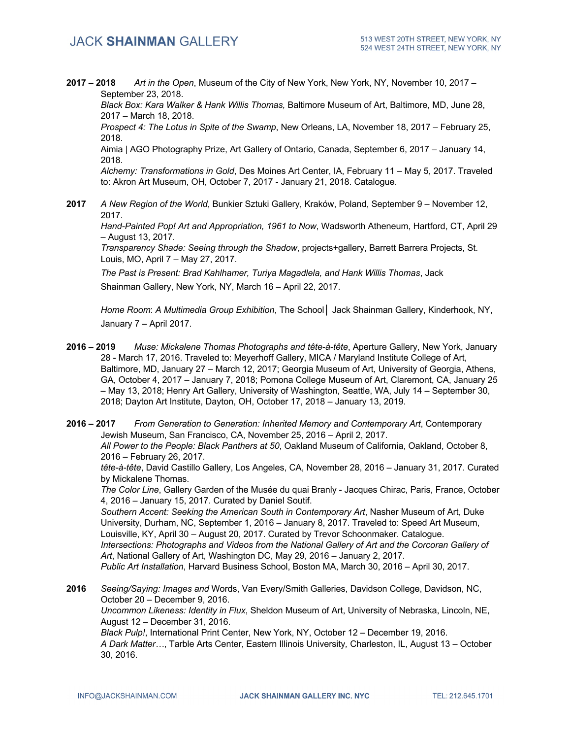**2017 – 2018** *Art in the Open*, Museum of the City of New York, New York, NY, November 10, 2017 – September 23, 2018.
*Black Box: Kara Walker & Hank Willis Thomas,* Baltimore Museum of Art, Baltimore, MD, June 28, 2017 – March 18, 2018.
*Prospect 4: The Lotus in Spite of the Swamp*, New Orleans, LA, November 18, 2017 – February 25, 2018.
Aimia | AGO Photography Prize, Art Gallery of Ontario, Canada, September 6, 2017 – January 14, 2018.
*Alchemy: Transformations in Gold*, Des Moines Art Center, IA, February 11 – May 5, 2017. Traveled to: Akron Art Museum, OH, October 7, 2017 - January 21, 2018. Catalogue.

**2017** *A New Region of the World*, Bunkier Sztuki Gallery, Kraków, Poland, September 9 – November 12, 2017.
*Hand-Painted Pop! Art and Appropriation, 1961 to Now*, Wadsworth Atheneum, Hartford, CT, April 29 – August 13, 2017.
*Transparency Shade: Seeing through the Shadow*, projects+gallery, Barrett Barrera Projects, St. Louis, MO, April 7 – May 27, 2017.
*The Past is Present: Brad Kahlhamer, Turiya Magadlela, and Hank Willis Thomas*, Jack Shainman Gallery, New York, NY, March 16 – April 22, 2017.

*Home Room*: *A Multimedia Group Exhibition*, The School│ Jack Shainman Gallery, Kinderhook, NY, January 7 – April 2017.

**2016 – 2019** *Muse: Mickalene Thomas Photographs and tête-à-tête*, Aperture Gallery, New York, January 28 - March 17, 2016. Traveled to: Meyerhoff Gallery, MICA / Maryland Institute College of Art, Baltimore, MD, January 27 – March 12, 2017; Georgia Museum of Art, University of Georgia, Athens, GA, October 4, 2017 – January 7, 2018; Pomona College Museum of Art, Claremont, CA, January 25 – May 13, 2018; Henry Art Gallery, University of Washington, Seattle, WA, July 14 – September 30, 2018; Dayton Art Institute, Dayton, OH, October 17, 2018 – January 13, 2019.

**2016 – 2017** *From Generation to Generation: Inherited Memory and Contemporary Art*, Contemporary Jewish Museum, San Francisco, CA, November 25, 2016 – April 2, 2017.
*All Power to the People: Black Panthers at 50*, Oakland Museum of California, Oakland, October 8, 2016 – February 26, 2017.
*tête-à-tête*, David Castillo Gallery, Los Angeles, CA, November 28, 2016 – January 31, 2017. Curated by Mickalene Thomas.
*The Color Line*, Gallery Garden of the Musée du quai Branly - Jacques Chirac, Paris, France, October 4, 2016 – January 15, 2017. Curated by Daniel Soutif.
*Southern Accent: Seeking the American South in Contemporary Art*, Nasher Museum of Art, Duke University, Durham, NC, September 1, 2016 – January 8, 2017. Traveled to: Speed Art Museum, Louisville, KY, April 30 – August 20, 2017. Curated by Trevor Schoonmaker. Catalogue.
*Intersections: Photographs and Videos from the National Gallery of Art and the Corcoran Gallery of Art*, National Gallery of Art, Washington DC, May 29, 2016 – January 2, 2017.
*Public Art Installation*, Harvard Business School, Boston MA, March 30, 2016 – April 30, 2017.

**2016** *Seeing/Saying: Images and* Words, Van Every/Smith Galleries, Davidson College, Davidson, NC, October 20 – December 9, 2016.
*Uncommon Likeness: Identity in Flux*, Sheldon Museum of Art, University of Nebraska, Lincoln, NE, August 12 – December 31, 2016.
*Black Pulp!*, International Print Center, New York, NY, October 12 – December 19, 2016.
*A Dark Matter…*, Tarble Arts Center, Eastern Illinois University*,* Charleston, IL, August 13 – October 30, 2016.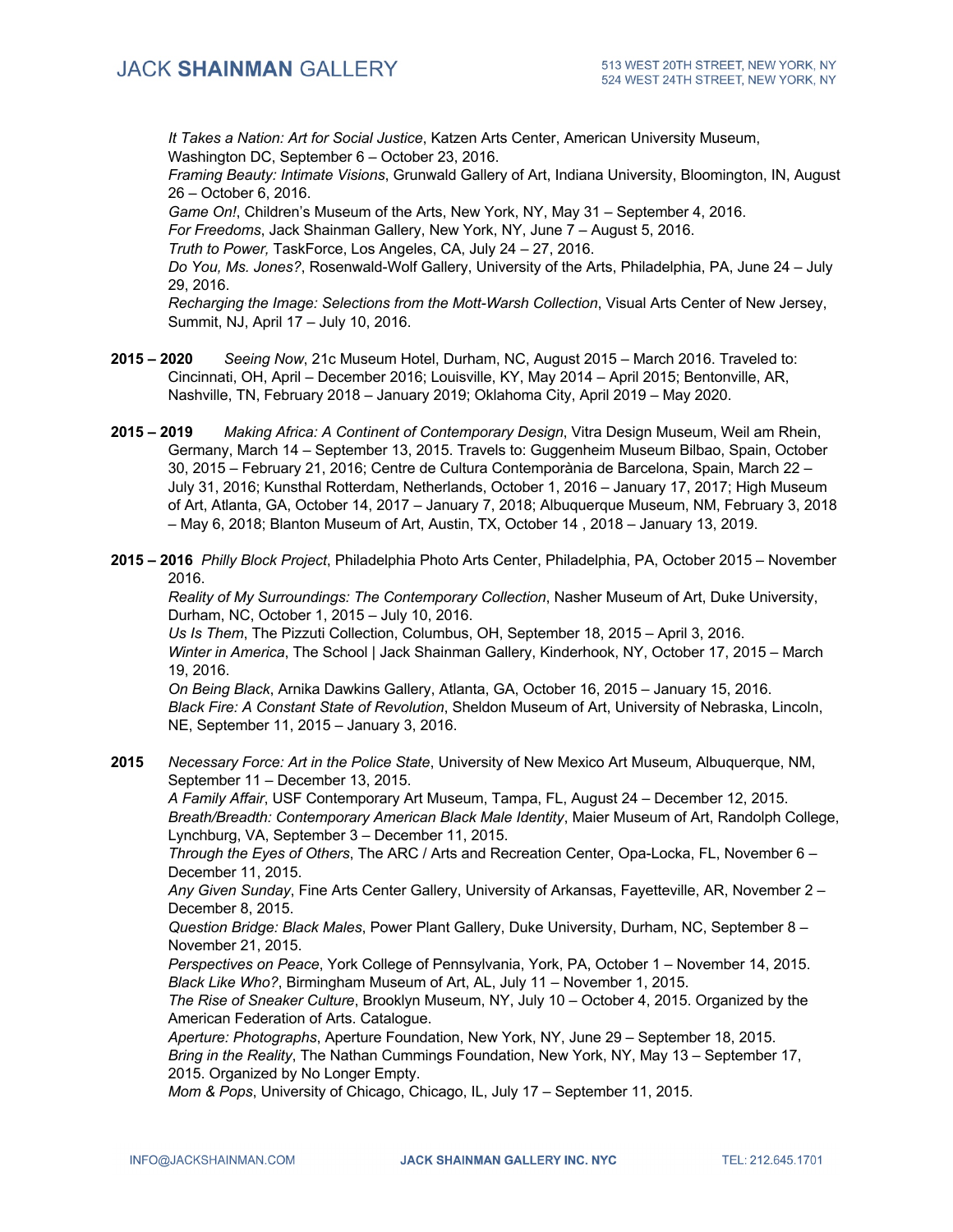*It Takes a Nation: Art for Social Justice*, Katzen Arts Center, American University Museum, Washington DC, September 6 – October 23, 2016.
*Framing Beauty: Intimate Visions*, Grunwald Gallery of Art, Indiana University, Bloomington, IN, August 26 – October 6, 2016.
*Game On!*, Children's Museum of the Arts, New York, NY, May 31 – September 4, 2016.
*For Freedoms*, Jack Shainman Gallery, New York, NY, June 7 – August 5, 2016.
*Truth to Power,* TaskForce, Los Angeles, CA, July 24 – 27, 2016.
*Do You, Ms. Jones?*, Rosenwald-Wolf Gallery, University of the Arts, Philadelphia, PA, June 24 – July 29, 2016.
*Recharging the Image: Selections from the Mott-Warsh Collection*, Visual Arts Center of New Jersey, Summit, NJ, April 17 – July 10, 2016.

**2015 – 2020** *Seeing Now*, 21c Museum Hotel, Durham, NC, August 2015 – March 2016. Traveled to: Cincinnati, OH, April – December 2016; Louisville, KY, May 2014 – April 2015; Bentonville, AR, Nashville, TN, February 2018 – January 2019; Oklahoma City, April 2019 – May 2020.

**2015 – 2019** *Making Africa: A Continent of Contemporary Design*, Vitra Design Museum, Weil am Rhein, Germany, March 14 – September 13, 2015. Travels to: Guggenheim Museum Bilbao, Spain, October 30, 2015 – February 21, 2016; Centre de Cultura Contemporània de Barcelona, Spain, March 22 – July 31, 2016; Kunsthal Rotterdam, Netherlands, October 1, 2016 – January 17, 2017; High Museum of Art, Atlanta, GA, October 14, 2017 – January 7, 2018; Albuquerque Museum, NM, February 3, 2018 – May 6, 2018; Blanton Museum of Art, Austin, TX, October 14 , 2018 – January 13, 2019.

**2015 – 2016** *Philly Block Project*, Philadelphia Photo Arts Center, Philadelphia, PA, October 2015 – November 2016.
*Reality of My Surroundings: The Contemporary Collection*, Nasher Museum of Art, Duke University, Durham, NC, October 1, 2015 – July 10, 2016.
*Us Is Them*, The Pizzuti Collection, Columbus, OH, September 18, 2015 – April 3, 2016.
*Winter in America*, The School | Jack Shainman Gallery, Kinderhook, NY, October 17, 2015 – March 19, 2016.
*On Being Black*, Arnika Dawkins Gallery, Atlanta, GA, October 16, 2015 – January 15, 2016.
*Black Fire: A Constant State of Revolution*, Sheldon Museum of Art, University of Nebraska, Lincoln, NE, September 11, 2015 – January 3, 2016.

**2015** *Necessary Force: Art in the Police State*, University of New Mexico Art Museum, Albuquerque, NM, September 11 – December 13, 2015.
*A Family Affair*, USF Contemporary Art Museum, Tampa, FL, August 24 – December 12, 2015.
*Breath/Breadth: Contemporary American Black Male Identity*, Maier Museum of Art, Randolph College, Lynchburg, VA, September 3 – December 11, 2015.
*Through the Eyes of Others*, The ARC / Arts and Recreation Center, Opa-Locka, FL, November 6 – December 11, 2015.
*Any Given Sunday*, Fine Arts Center Gallery, University of Arkansas, Fayetteville, AR, November 2 – December 8, 2015.
*Question Bridge: Black Males*, Power Plant Gallery, Duke University, Durham, NC, September 8 – November 21, 2015.
*Perspectives on Peace*, York College of Pennsylvania, York, PA, October 1 – November 14, 2015.
*Black Like Who?*, Birmingham Museum of Art, AL, July 11 – November 1, 2015.
*The Rise of Sneaker Culture*, Brooklyn Museum, NY, July 10 – October 4, 2015. Organized by the American Federation of Arts. Catalogue.
*Aperture: Photographs*, Aperture Foundation, New York, NY, June 29 – September 18, 2015.
*Bring in the Reality*, The Nathan Cummings Foundation, New York, NY, May 13 – September 17, 2015. Organized by No Longer Empty.
*Mom & Pops*, University of Chicago, Chicago, IL, July 17 – September 11, 2015.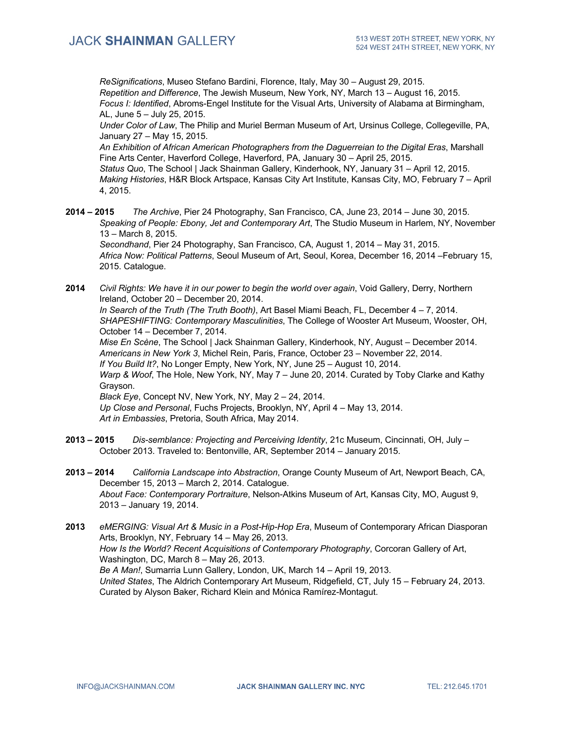*ReSignifications*, Museo Stefano Bardini, Florence, Italy, May 30 – August 29, 2015.
*Repetition and Difference*, The Jewish Museum, New York, NY, March 13 – August 16, 2015.
*Focus I: Identified*, Abroms-Engel Institute for the Visual Arts, University of Alabama at Birmingham, AL, June 5 – July 25, 2015.
*Under Color of Law*, The Philip and Muriel Berman Museum of Art, Ursinus College, Collegeville, PA, January 27 – May 15, 2015.
*An Exhibition of African American Photographers from the Daguerreian to the Digital Eras*, Marshall Fine Arts Center, Haverford College, Haverford, PA, January 30 – April 25, 2015.
*Status Quo*, The School | Jack Shainman Gallery, Kinderhook, NY, January 31 – April 12, 2015.
*Making Histories*, H&R Block Artspace, Kansas City Art Institute, Kansas City, MO, February 7 – April 4, 2015.

**2014 – 2015** *The Archive*, Pier 24 Photography, San Francisco, CA, June 23, 2014 – June 30, 2015.
*Speaking of People: Ebony, Jet and Contemporary Art*, The Studio Museum in Harlem, NY, November 13 – March 8, 2015.
*Secondhand*, Pier 24 Photography, San Francisco, CA, August 1, 2014 – May 31, 2015.
*Africa Now: Political Patterns*, Seoul Museum of Art, Seoul, Korea, December 16, 2014 –February 15, 2015. Catalogue.

**2014** *Civil Rights: We have it in our power to begin the world over again*, Void Gallery, Derry, Northern Ireland, October 20 – December 20, 2014.
*In Search of the Truth (The Truth Booth)*, Art Basel Miami Beach, FL, December 4 – 7, 2014.
*SHAPESHIFTING: Contemporary Masculinities*, The College of Wooster Art Museum, Wooster, OH, October 14 – December 7, 2014.
*Mise En Scène*, The School | Jack Shainman Gallery, Kinderhook, NY, August – December 2014.
*Americans in New York 3*, Michel Rein, Paris, France, October 23 – November 22, 2014.
*If You Build It?*, No Longer Empty, New York, NY, June 25 – August 10, 2014.
*Warp & Woof*, The Hole, New York, NY, May 7 – June 20, 2014. Curated by Toby Clarke and Kathy Grayson.
*Black Eye*, Concept NV, New York, NY, May 2 – 24, 2014.
*Up Close and Personal*, Fuchs Projects, Brooklyn, NY, April 4 – May 13, 2014.
*Art in Embassies*, Pretoria, South Africa, May 2014.

**2013 – 2015** *Dis-semblance: Projecting and Perceiving Identity*, 21c Museum, Cincinnati, OH, July – October 2013. Traveled to: Bentonville, AR, September 2014 – January 2015.

**2013 – 2014** *California Landscape into Abstraction*, Orange County Museum of Art, Newport Beach, CA, December 15, 2013 – March 2, 2014. Catalogue.
*About Face: Contemporary Portraiture*, Nelson-Atkins Museum of Art, Kansas City, MO, August 9, 2013 – January 19, 2014.

**2013** *eMERGING: Visual Art & Music in a Post-Hip-Hop Era*, Museum of Contemporary African Diasporan Arts, Brooklyn, NY, February 14 – May 26, 2013.
*How Is the World? Recent Acquisitions of Contemporary Photography*, Corcoran Gallery of Art, Washington, DC, March 8 – May 26, 2013.
*Be A Man!*, Sumarria Lunn Gallery, London, UK, March 14 – April 19, 2013.
*United States*, The Aldrich Contemporary Art Museum, Ridgefield, CT, July 15 – February 24, 2013. Curated by Alyson Baker, Richard Klein and Mónica Ramírez-Montagut.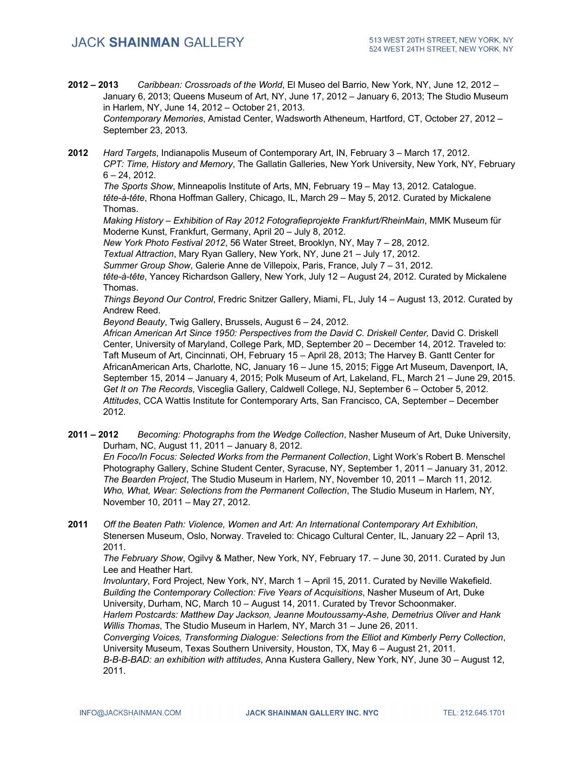**2012 – 2013** *Caribbean: Crossroads of the World*, El Museo del Barrio, New York, NY, June 12, 2012 – January 6, 2013; Queens Museum of Art, NY, June 17, 2012 – January 6, 2013; The Studio Museum in Harlem, NY, June 14, 2012 – October 21, 2013.
*Contemporary Memories*, Amistad Center, Wadsworth Atheneum, Hartford, CT, October 27, 2012 – September 23, 2013.

**2012** *Hard Targets*, Indianapolis Museum of Contemporary Art, IN, February 3 – March 17, 2012.
*CPT: Time, History and Memory*, The Gallatin Galleries, New York University, New York, NY, February 6 – 24, 2012.
*The Sports Show*, Minneapolis Institute of Arts, MN, February 19 – May 13, 2012. Catalogue.
*tête-à-tête*, Rhona Hoffman Gallery, Chicago, IL, March 29 – May 5, 2012. Curated by Mickalene Thomas.
*Making History – Exhibition of Ray 2012 Fotografieprojekte Frankfurt/RheinMain*, MMK Museum für Moderne Kunst, Frankfurt, Germany, April 20 – July 8, 2012.
*New York Photo Festival 2012*, 56 Water Street, Brooklyn, NY, May 7 – 28, 2012.
*Textual Attraction*, Mary Ryan Gallery, New York, NY, June 21 – July 17, 2012.
*Summer Group Show*, Galerie Anne de Villepoix, Paris, France, July 7 – 31, 2012.
*tête-à-tête*, Yancey Richardson Gallery, New York, July 12 – August 24, 2012. Curated by Mickalene Thomas.
*Things Beyond Our Control*, Fredric Snitzer Gallery, Miami, FL, July 14 – August 13, 2012. Curated by Andrew Reed.
*Beyond Beauty*, Twig Gallery, Brussels, August 6 – 24, 2012.
*African American Art Since 1950: Perspectives from the David C. Driskell Center,* David C. Driskell Center, University of Maryland, College Park, MD, September 20 – December 14, 2012. Traveled to: Taft Museum of Art, Cincinnati, OH, February 15 – April 28, 2013; The Harvey B. Gantt Center for AfricanAmerican Arts, Charlotte, NC, January 16 – June 15, 2015; Figge Art Museum, Davenport, IA, September 15, 2014 – January 4, 2015; Polk Museum of Art, Lakeland, FL, March 21 – June 29, 2015.
*Get It on The Records*, Visceglia Gallery, Caldwell College, NJ, September 6 – October 5, 2012.
*Attitudes*, CCA Wattis Institute for Contemporary Arts, San Francisco, CA, September – December 2012.

**2011 – 2012** *Becoming: Photographs from the Wedge Collection*, Nasher Museum of Art, Duke University, Durham, NC, August 11, 2011 – January 8, 2012.
*En Foco/In Focus: Selected Works from the Permanent Collection*, Light Work's Robert B. Menschel Photography Gallery, Schine Student Center, Syracuse, NY, September 1, 2011 – January 31, 2012.
*The Bearden Project*, The Studio Museum in Harlem, NY, November 10, 2011 – March 11, 2012.
*Who, What, Wear: Selections from the Permanent Collection*, The Studio Museum in Harlem, NY, November 10, 2011 – May 27, 2012.

**2011** *Off the Beaten Path: Violence, Women and Art: An International Contemporary Art Exhibition*, Stenersen Museum, Oslo, Norway. Traveled to: Chicago Cultural Center, IL, January 22 – April 13, 2011.
*The February Show*, Ogilvy & Mather, New York, NY, February 17. – June 30, 2011. Curated by Jun Lee and Heather Hart.
*Involuntary*, Ford Project, New York, NY, March 1 – April 15, 2011. Curated by Neville Wakefield.
*Building the Contemporary Collection: Five Years of Acquisitions*, Nasher Museum of Art, Duke University, Durham, NC, March 10 – August 14, 2011. Curated by Trevor Schoonmaker.
*Harlem Postcards: Matthew Day Jackson, Jeanne Moutoussamy-Ashe, Demetrius Oliver and Hank Willis Thomas*, The Studio Museum in Harlem, NY, March 31 – June 26, 2011.
*Converging Voices, Transforming Dialogue: Selections from the Elliot and Kimberly Perry Collection*, University Museum, Texas Southern University, Houston, TX, May 6 – August 21, 2011.
*B-B-B-BAD: an exhibition with attitudes*, Anna Kustera Gallery, New York, NY, June 30 – August 12, 2011.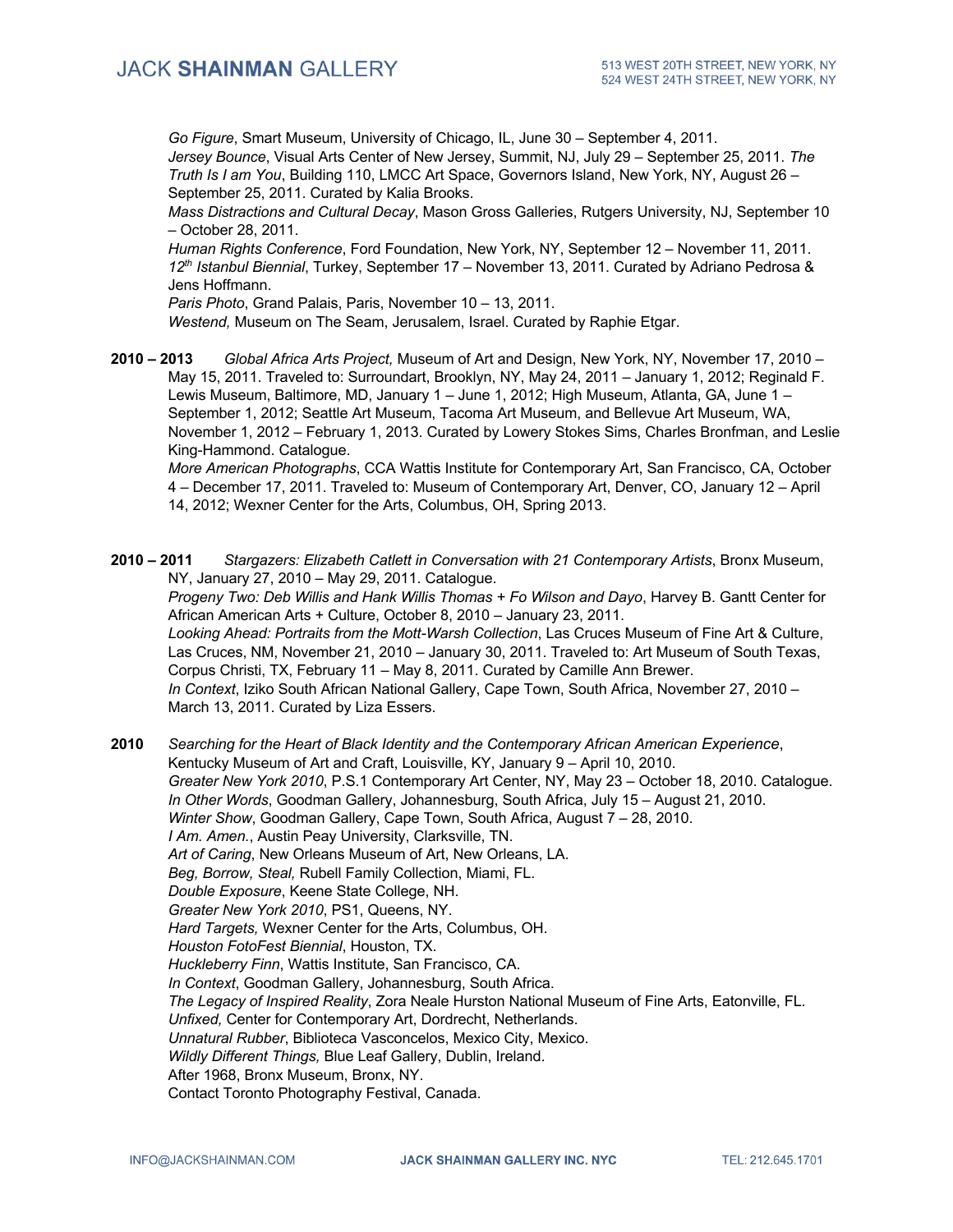*Go Figure*, Smart Museum, University of Chicago, IL, June 30 – September 4, 2011.
*Jersey Bounce*, Visual Arts Center of New Jersey, Summit, NJ, July 29 – September 25, 2011. *The Truth Is I am You*, Building 110, LMCC Art Space, Governors Island, New York, NY, August 26 – September 25, 2011. Curated by Kalia Brooks.
*Mass Distractions and Cultural Decay*, Mason Gross Galleries, Rutgers University, NJ, September 10 – October 28, 2011.
*Human Rights Conference*, Ford Foundation, New York, NY, September 12 – November 11, 2011.
*12th Istanbul Biennial*, Turkey, September 17 – November 13, 2011. Curated by Adriano Pedrosa & Jens Hoffmann.
*Paris Photo*, Grand Palais, Paris, November 10 – 13, 2011.
*Westend,* Museum on The Seam, Jerusalem, Israel. Curated by Raphie Etgar.

**2010 – 2013** *Global Africa Arts Project,* Museum of Art and Design, New York, NY, November 17, 2010 – May 15, 2011. Traveled to: Surroundart, Brooklyn, NY, May 24, 2011 – January 1, 2012; Reginald F. Lewis Museum, Baltimore, MD, January 1 – June 1, 2012; High Museum, Atlanta, GA, June 1 – September 1, 2012; Seattle Art Museum, Tacoma Art Museum, and Bellevue Art Museum, WA, November 1, 2012 – February 1, 2013. Curated by Lowery Stokes Sims, Charles Bronfman, and Leslie King-Hammond. Catalogue.
*More American Photographs*, CCA Wattis Institute for Contemporary Art, San Francisco, CA, October 4 – December 17, 2011. Traveled to: Museum of Contemporary Art, Denver, CO, January 12 – April 14, 2012; Wexner Center for the Arts, Columbus, OH, Spring 2013.

**2010 – 2011** *Stargazers: Elizabeth Catlett in Conversation with 21 Contemporary Artists*, Bronx Museum, NY, January 27, 2010 – May 29, 2011. Catalogue.
*Progeny Two: Deb Willis and Hank Willis Thomas + Fo Wilson and Dayo*, Harvey B. Gantt Center for African American Arts + Culture, October 8, 2010 – January 23, 2011.
*Looking Ahead: Portraits from the Mott-Warsh Collection*, Las Cruces Museum of Fine Art & Culture, Las Cruces, NM, November 21, 2010 – January 30, 2011. Traveled to: Art Museum of South Texas, Corpus Christi, TX, February 11 – May 8, 2011. Curated by Camille Ann Brewer.
*In Context*, Iziko South African National Gallery, Cape Town, South Africa, November 27, 2010 – March 13, 2011. Curated by Liza Essers.

**2010** *Searching for the Heart of Black Identity and the Contemporary African American Experience*, Kentucky Museum of Art and Craft, Louisville, KY, January 9 – April 10, 2010.
*Greater New York 2010*, P.S.1 Contemporary Art Center, NY, May 23 – October 18, 2010. Catalogue.
*In Other Words*, Goodman Gallery, Johannesburg, South Africa, July 15 – August 21, 2010.
*Winter Show*, Goodman Gallery, Cape Town, South Africa, August 7 – 28, 2010.
*I Am. Amen.*, Austin Peay University, Clarksville, TN.
*Art of Caring*, New Orleans Museum of Art, New Orleans, LA.
*Beg, Borrow, Steal,* Rubell Family Collection, Miami, FL.
*Double Exposure*, Keene State College, NH.
*Greater New York 2010*, PS1, Queens, NY.
*Hard Targets,* Wexner Center for the Arts, Columbus, OH.
*Houston FotoFest Biennial*, Houston, TX.
*Huckleberry Finn*, Wattis Institute, San Francisco, CA.
*In Context*, Goodman Gallery, Johannesburg, South Africa.
*The Legacy of Inspired Reality*, Zora Neale Hurston National Museum of Fine Arts, Eatonville, FL.
*Unfixed,* Center for Contemporary Art, Dordrecht, Netherlands.
*Unnatural Rubber*, Biblioteca Vasconcelos, Mexico City, Mexico.
*Wildly Different Things,* Blue Leaf Gallery, Dublin, Ireland.
After 1968, Bronx Museum, Bronx, NY.
Contact Toronto Photography Festival, Canada.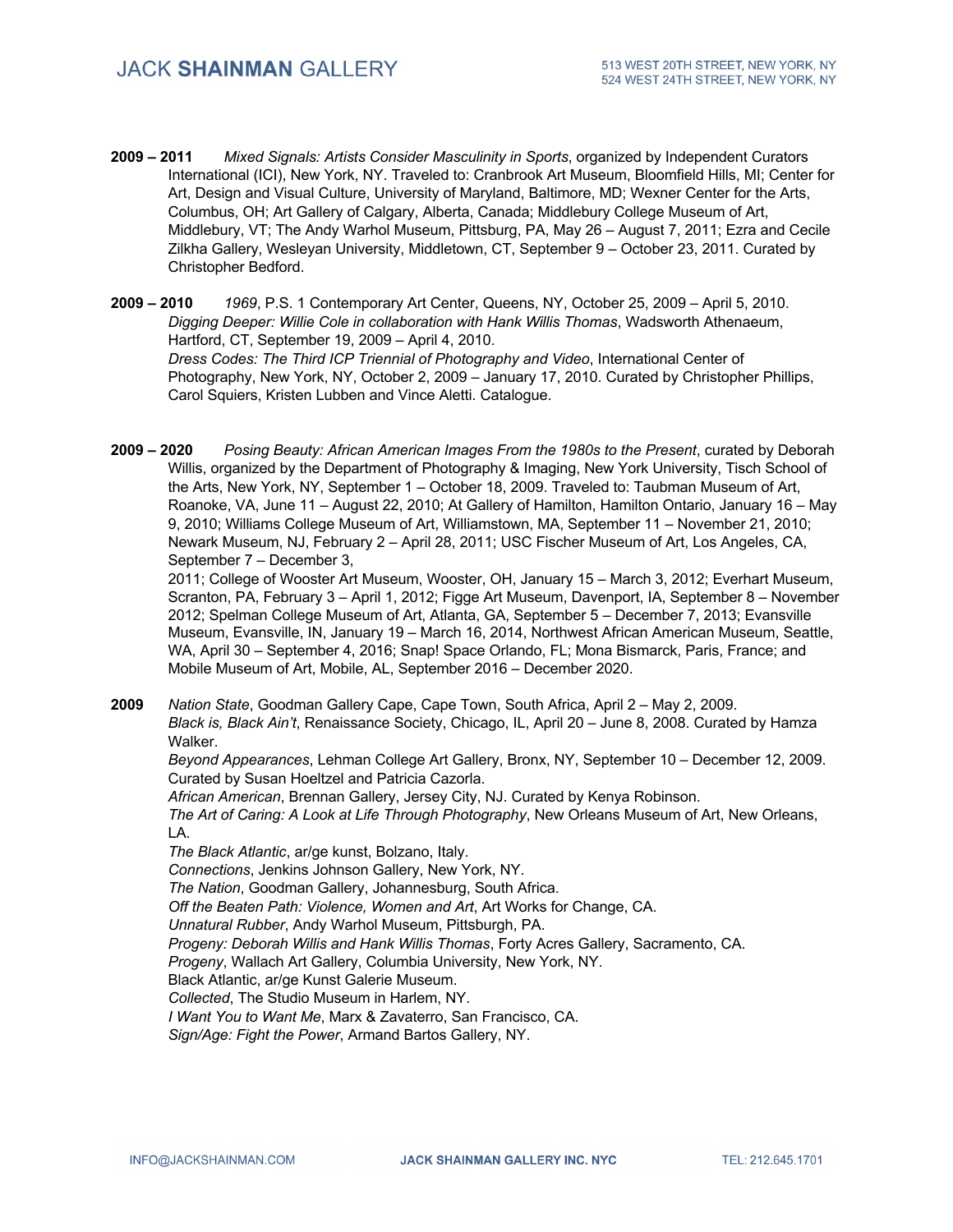**2009 – 2011** *Mixed Signals: Artists Consider Masculinity in Sports*, organized by Independent Curators International (ICI), New York, NY. Traveled to: Cranbrook Art Museum, Bloomfield Hills, MI; Center for Art, Design and Visual Culture, University of Maryland, Baltimore, MD; Wexner Center for the Arts, Columbus, OH; Art Gallery of Calgary, Alberta, Canada; Middlebury College Museum of Art, Middlebury, VT; The Andy Warhol Museum, Pittsburg, PA, May 26 – August 7, 2011; Ezra and Cecile Zilkha Gallery, Wesleyan University, Middletown, CT, September 9 – October 23, 2011. Curated by Christopher Bedford.

**2009 – 2010** *1969*, P.S. 1 Contemporary Art Center, Queens, NY, October 25, 2009 – April 5, 2010.
*Digging Deeper: Willie Cole in collaboration with Hank Willis Thomas*, Wadsworth Athenaeum, Hartford, CT, September 19, 2009 – April 4, 2010.
*Dress Codes: The Third ICP Triennial of Photography and Video*, International Center of Photography, New York, NY, October 2, 2009 – January 17, 2010. Curated by Christopher Phillips, Carol Squiers, Kristen Lubben and Vince Aletti. Catalogue.

**2009 – 2020** *Posing Beauty: African American Images From the 1980s to the Present*, curated by Deborah Willis, organized by the Department of Photography & Imaging, New York University, Tisch School of the Arts, New York, NY, September 1 – October 18, 2009. Traveled to: Taubman Museum of Art, Roanoke, VA, June 11 – August 22, 2010; At Gallery of Hamilton, Hamilton Ontario, January 16 – May 9, 2010; Williams College Museum of Art, Williamstown, MA, September 11 – November 21, 2010; Newark Museum, NJ, February 2 – April 28, 2011; USC Fischer Museum of Art, Los Angeles, CA, September 7 – December 3,
2011; College of Wooster Art Museum, Wooster, OH, January 15 – March 3, 2012; Everhart Museum, Scranton, PA, February 3 – April 1, 2012; Figge Art Museum, Davenport, IA, September 8 – November 2012; Spelman College Museum of Art, Atlanta, GA, September 5 – December 7, 2013; Evansville Museum, Evansville, IN, January 19 – March 16, 2014, Northwest African American Museum, Seattle, WA, April 30 – September 4, 2016; Snap! Space Orlando, FL; Mona Bismarck, Paris, France; and Mobile Museum of Art, Mobile, AL, September 2016 – December 2020.

**2009** *Nation State*, Goodman Gallery Cape, Cape Town, South Africa, April 2 – May 2, 2009.
*Black is, Black Ain't*, Renaissance Society, Chicago, IL, April 20 – June 8, 2008. Curated by Hamza Walker.
*Beyond Appearances*, Lehman College Art Gallery, Bronx, NY, September 10 – December 12, 2009. Curated by Susan Hoeltzel and Patricia Cazorla.
*African American*, Brennan Gallery, Jersey City, NJ. Curated by Kenya Robinson.
*The Art of Caring: A Look at Life Through Photography*, New Orleans Museum of Art, New Orleans, LA.
*The Black Atlantic*, ar/ge kunst, Bolzano, Italy.
*Connections*, Jenkins Johnson Gallery, New York, NY.
*The Nation*, Goodman Gallery, Johannesburg, South Africa.
*Off the Beaten Path: Violence, Women and Art*, Art Works for Change, CA.
*Unnatural Rubber*, Andy Warhol Museum, Pittsburgh, PA.
*Progeny: Deborah Willis and Hank Willis Thomas*, Forty Acres Gallery, Sacramento, CA.
*Progeny*, Wallach Art Gallery, Columbia University, New York, NY.
Black Atlantic, ar/ge Kunst Galerie Museum.
*Collected*, The Studio Museum in Harlem, NY.
*I Want You to Want Me*, Marx & Zavaterro, San Francisco, CA.
*Sign/Age: Fight the Power*, Armand Bartos Gallery, NY.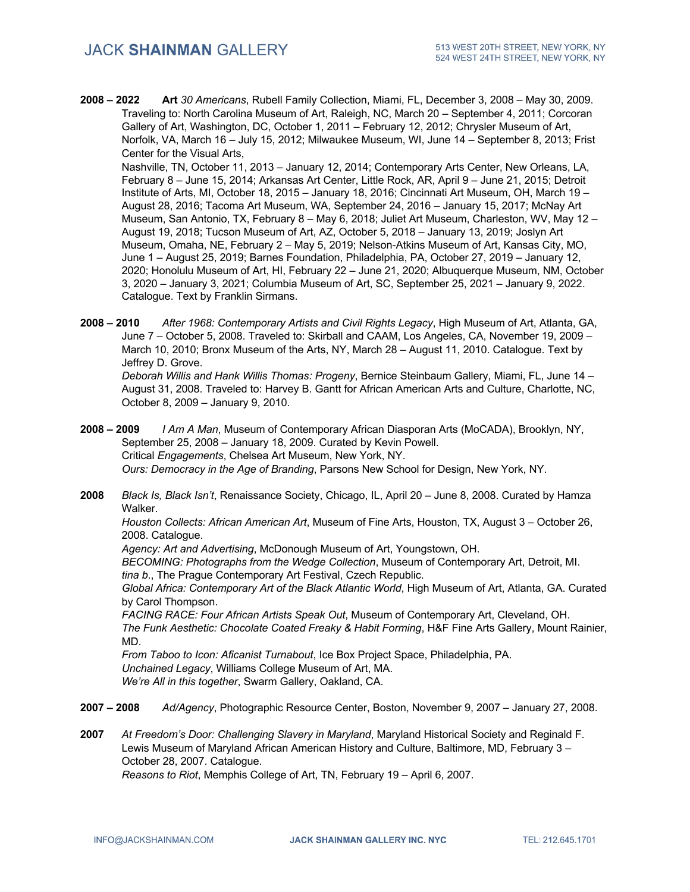**2008 – 2022** **Art** *30 Americans*, Rubell Family Collection, Miami, FL, December 3, 2008 – May 30, 2009. Traveling to: North Carolina Museum of Art, Raleigh, NC, March 20 – September 4, 2011; Corcoran Gallery of Art, Washington, DC, October 1, 2011 – February 12, 2012; Chrysler Museum of Art, Norfolk, VA, March 16 – July 15, 2012; Milwaukee Museum, WI, June 14 – September 8, 2013; Frist Center for the Visual Arts,
Nashville, TN, October 11, 2013 – January 12, 2014; Contemporary Arts Center, New Orleans, LA, February 8 – June 15, 2014; Arkansas Art Center, Little Rock, AR, April 9 – June 21, 2015; Detroit Institute of Arts, MI, October 18, 2015 – January 18, 2016; Cincinnati Art Museum, OH, March 19 – August 28, 2016; Tacoma Art Museum, WA, September 24, 2016 – January 15, 2017; McNay Art Museum, San Antonio, TX, February 8 – May 6, 2018; Juliet Art Museum, Charleston, WV, May 12 – August 19, 2018; Tucson Museum of Art, AZ, October 5, 2018 – January 13, 2019; Joslyn Art Museum, Omaha, NE, February 2 – May 5, 2019; Nelson-Atkins Museum of Art, Kansas City, MO, June 1 – August 25, 2019; Barnes Foundation, Philadelphia, PA, October 27, 2019 – January 12, 2020; Honolulu Museum of Art, HI, February 22 – June 21, 2020; Albuquerque Museum, NM, October 3, 2020 – January 3, 2021; Columbia Museum of Art, SC, September 25, 2021 – January 9, 2022. Catalogue. Text by Franklin Sirmans.

**2008 – 2010** *After 1968: Contemporary Artists and Civil Rights Legacy*, High Museum of Art, Atlanta, GA, June 7 – October 5, 2008. Traveled to: Skirball and CAAM, Los Angeles, CA, November 19, 2009 – March 10, 2010; Bronx Museum of the Arts, NY, March 28 – August 11, 2010. Catalogue. Text by Jeffrey D. Grove.
*Deborah Willis and Hank Willis Thomas: Progeny*, Bernice Steinbaum Gallery, Miami, FL, June 14 – August 31, 2008. Traveled to: Harvey B. Gantt for African American Arts and Culture, Charlotte, NC, October 8, 2009 – January 9, 2010.

**2008 – 2009** *I Am A Man*, Museum of Contemporary African Diasporan Arts (MoCADA), Brooklyn, NY, September 25, 2008 – January 18, 2009. Curated by Kevin Powell.
Critical *Engagements*, Chelsea Art Museum, New York, NY.
*Ours: Democracy in the Age of Branding*, Parsons New School for Design, New York, NY.

**2008** *Black Is, Black Isn't*, Renaissance Society, Chicago, IL, April 20 – June 8, 2008. Curated by Hamza Walker.
*Houston Collects: African American Art*, Museum of Fine Arts, Houston, TX, August 3 – October 26, 2008. Catalogue.
*Agency: Art and Advertising*, McDonough Museum of Art, Youngstown, OH.
*BECOMING: Photographs from the Wedge Collection*, Museum of Contemporary Art, Detroit, MI.
*tina b*., The Prague Contemporary Art Festival, Czech Republic.
*Global Africa: Contemporary Art of the Black Atlantic World*, High Museum of Art, Atlanta, GA. Curated by Carol Thompson.
*FACING RACE: Four African Artists Speak Out*, Museum of Contemporary Art, Cleveland, OH.
*The Funk Aesthetic: Chocolate Coated Freaky & Habit Forming*, H&F Fine Arts Gallery, Mount Rainier, MD.
*From Taboo to Icon: Aficanist Turnabout*, Ice Box Project Space, Philadelphia, PA.
*Unchained Legacy*, Williams College Museum of Art, MA.
*We're All in this together*, Swarm Gallery, Oakland, CA.

**2007 – 2008** *Ad/Agency*, Photographic Resource Center, Boston, November 9, 2007 – January 27, 2008.

**2007** *At Freedom's Door: Challenging Slavery in Maryland*, Maryland Historical Society and Reginald F. Lewis Museum of Maryland African American History and Culture, Baltimore, MD, February 3 – October 28, 2007. Catalogue.
*Reasons to Riot*, Memphis College of Art, TN, February 19 – April 6, 2007.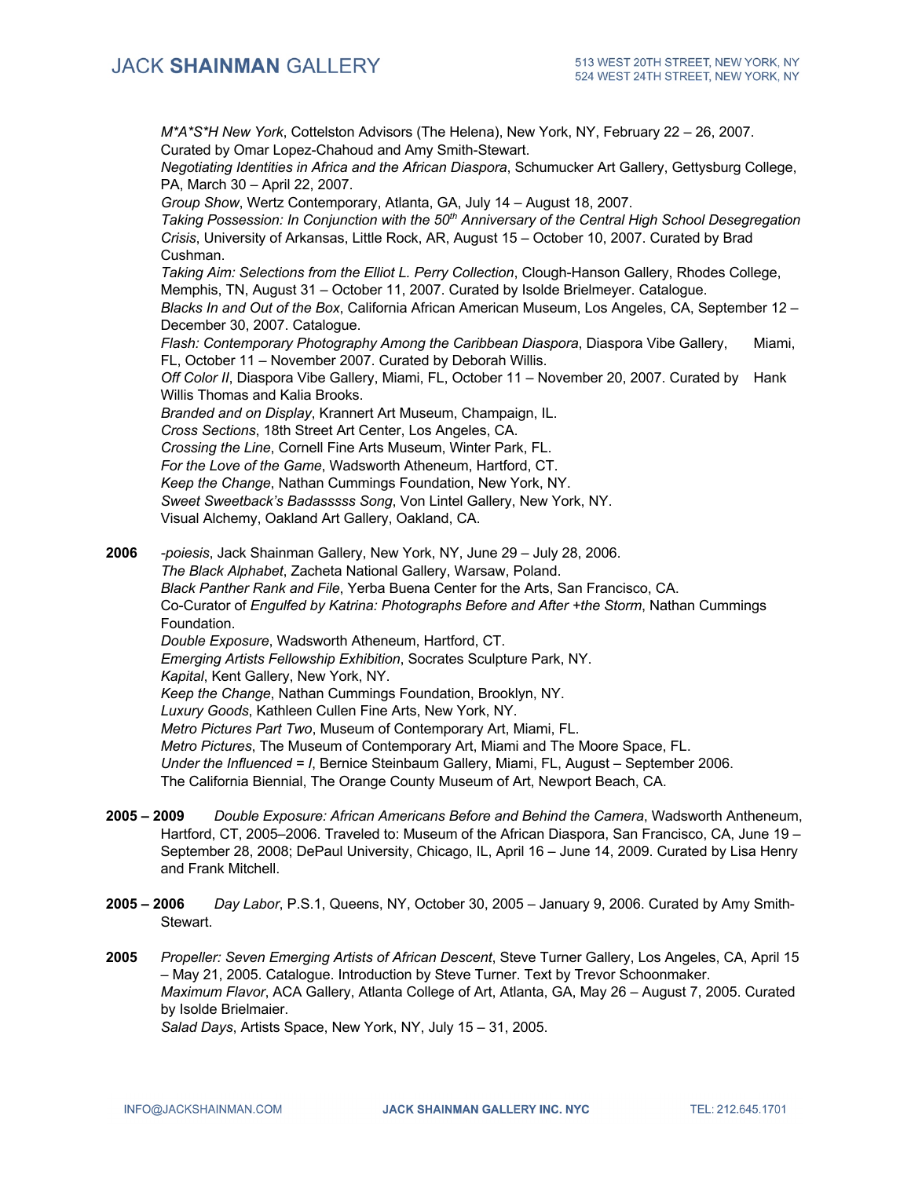*M\*A\*S\*H New York*, Cottelston Advisors (The Helena), New York, NY, February 22 – 26, 2007. Curated by Omar Lopez-Chahoud and Amy Smith-Stewart.
*Negotiating Identities in Africa and the African Diaspora*, Schumucker Art Gallery, Gettysburg College, PA, March 30 – April 22, 2007.
*Group Show*, Wertz Contemporary, Atlanta, GA, July 14 – August 18, 2007.
*Taking Possession: In Conjunction with the 50th Anniversary of the Central High School Desegregation Crisis*, University of Arkansas, Little Rock, AR, August 15 – October 10, 2007. Curated by Brad Cushman.
*Taking Aim: Selections from the Elliot L. Perry Collection*, Clough-Hanson Gallery, Rhodes College, Memphis, TN, August 31 – October 11, 2007. Curated by Isolde Brielmeyer. Catalogue.
*Blacks In and Out of the Box*, California African American Museum, Los Angeles, CA, September 12 – December 30, 2007. Catalogue.
*Flash: Contemporary Photography Among the Caribbean Diaspora*, Diaspora Vibe Gallery, Miami, FL, October 11 – November 2007. Curated by Deborah Willis.
*Off Color II*, Diaspora Vibe Gallery, Miami, FL, October 11 – November 20, 2007. Curated by Hank Willis Thomas and Kalia Brooks.
*Branded and on Display*, Krannert Art Museum, Champaign, IL.
*Cross Sections*, 18th Street Art Center, Los Angeles, CA.
*Crossing the Line*, Cornell Fine Arts Museum, Winter Park, FL.
*For the Love of the Game*, Wadsworth Atheneum, Hartford, CT.
*Keep the Change*, Nathan Cummings Foundation, New York, NY.
*Sweet Sweetback's Badasssss Song*, Von Lintel Gallery, New York, NY.
Visual Alchemy, Oakland Art Gallery, Oakland, CA.

**2006** *-poiesis*, Jack Shainman Gallery, New York, NY, June 29 – July 28, 2006.
*The Black Alphabet*, Zacheta National Gallery, Warsaw, Poland.
*Black Panther Rank and File*, Yerba Buena Center for the Arts, San Francisco, CA.
Co-Curator of *Engulfed by Katrina: Photographs Before and After +the Storm*, Nathan Cummings Foundation.
*Double Exposure*, Wadsworth Atheneum, Hartford, CT.
*Emerging Artists Fellowship Exhibition*, Socrates Sculpture Park, NY.
*Kapital*, Kent Gallery, New York, NY.
*Keep the Change*, Nathan Cummings Foundation, Brooklyn, NY.
*Luxury Goods*, Kathleen Cullen Fine Arts, New York, NY.
*Metro Pictures Part Two*, Museum of Contemporary Art, Miami, FL.
*Metro Pictures*, The Museum of Contemporary Art, Miami and The Moore Space, FL.
*Under the Influenced = I*, Bernice Steinbaum Gallery, Miami, FL, August – September 2006.
The California Biennial, The Orange County Museum of Art, Newport Beach, CA.

**2005 – 2009** *Double Exposure: African Americans Before and Behind the Camera*, Wadsworth Antheneum, Hartford, CT, 2005–2006. Traveled to: Museum of the African Diaspora, San Francisco, CA, June 19 – September 28, 2008; DePaul University, Chicago, IL, April 16 – June 14, 2009. Curated by Lisa Henry and Frank Mitchell.

**2005 – 2006** *Day Labor*, P.S.1, Queens, NY, October 30, 2005 – January 9, 2006. Curated by Amy Smith-Stewart.

**2005** *Propeller: Seven Emerging Artists of African Descent*, Steve Turner Gallery, Los Angeles, CA, April 15 – May 21, 2005. Catalogue. Introduction by Steve Turner. Text by Trevor Schoonmaker.
*Maximum Flavor*, ACA Gallery, Atlanta College of Art, Atlanta, GA, May 26 – August 7, 2005. Curated by Isolde Brielmaier.
*Salad Days*, Artists Space, New York, NY, July 15 – 31, 2005.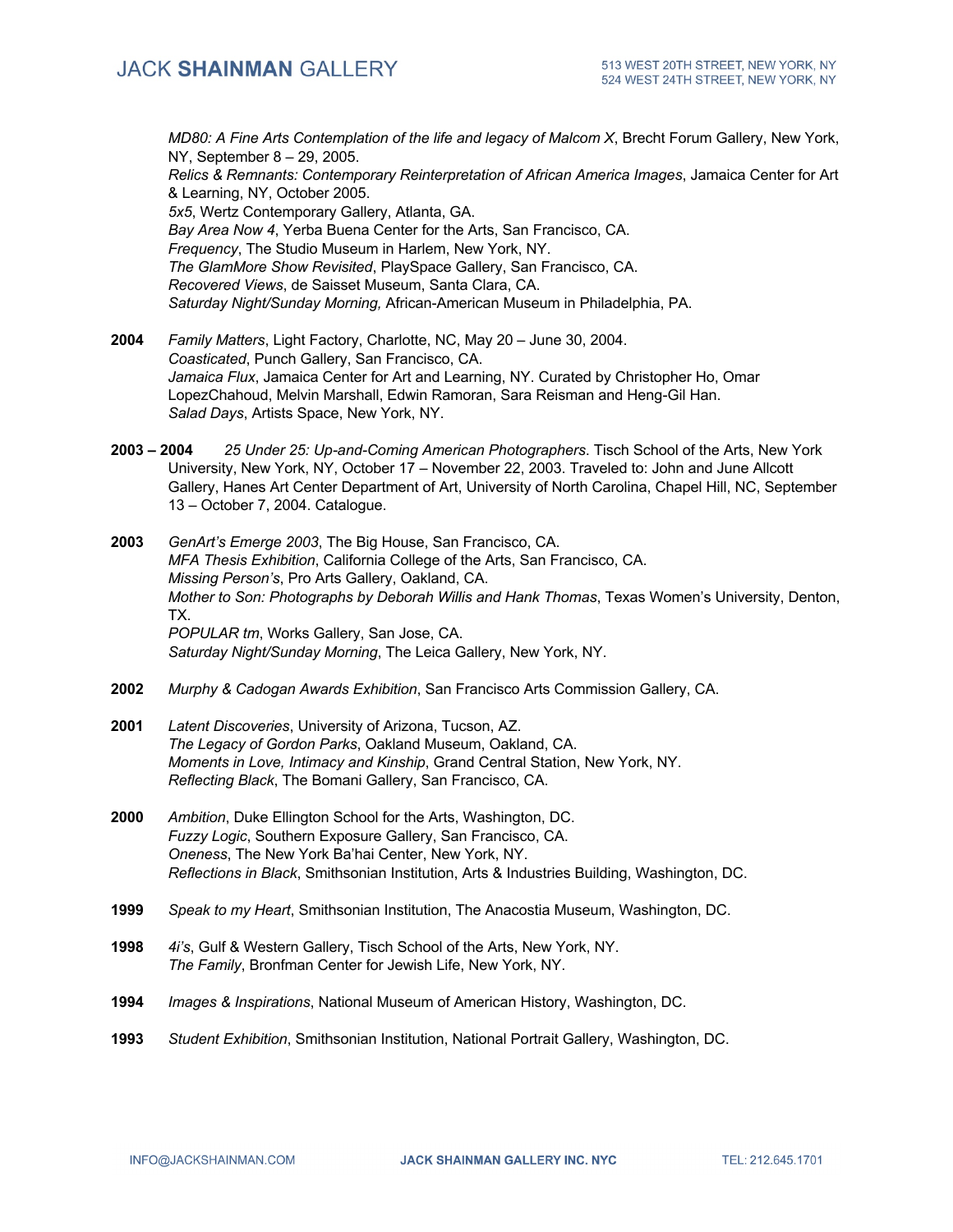*MD80: A Fine Arts Contemplation of the life and legacy of Malcom X*, Brecht Forum Gallery, New York, NY, September 8 – 29, 2005.
*Relics & Remnants: Contemporary Reinterpretation of African America Images*, Jamaica Center for Art & Learning, NY, October 2005.
*5x5*, Wertz Contemporary Gallery, Atlanta, GA.
*Bay Area Now 4*, Yerba Buena Center for the Arts, San Francisco, CA.
*Frequency*, The Studio Museum in Harlem, New York, NY.
*The GlamMore Show Revisited*, PlaySpace Gallery, San Francisco, CA.
*Recovered Views*, de Saisset Museum, Santa Clara, CA.
*Saturday Night/Sunday Morning,* African-American Museum in Philadelphia, PA.

**2004** *Family Matters*, Light Factory, Charlotte, NC, May 20 – June 30, 2004.
*Coasticated*, Punch Gallery, San Francisco, CA.
*Jamaica Flux*, Jamaica Center for Art and Learning, NY. Curated by Christopher Ho, Omar LopezChahoud, Melvin Marshall, Edwin Ramoran, Sara Reisman and Heng-Gil Han.
*Salad Days*, Artists Space, New York, NY.

**2003 – 2004** *25 Under 25: Up-and-Coming American Photographers*. Tisch School of the Arts, New York University, New York, NY, October 17 – November 22, 2003. Traveled to: John and June Allcott Gallery, Hanes Art Center Department of Art, University of North Carolina, Chapel Hill, NC, September 13 – October 7, 2004. Catalogue.

**2003** *GenArt's Emerge 2003*, The Big House, San Francisco, CA.
*MFA Thesis Exhibition*, California College of the Arts, San Francisco, CA.
*Missing Person's*, Pro Arts Gallery, Oakland, CA.
*Mother to Son: Photographs by Deborah Willis and Hank Thomas*, Texas Women's University, Denton, TX.
*POPULAR tm*, Works Gallery, San Jose, CA.
*Saturday Night/Sunday Morning*, The Leica Gallery, New York, NY.

**2002** *Murphy & Cadogan Awards Exhibition*, San Francisco Arts Commission Gallery, CA.

**2001** *Latent Discoveries*, University of Arizona, Tucson, AZ.
*The Legacy of Gordon Parks*, Oakland Museum, Oakland, CA.
*Moments in Love, Intimacy and Kinship*, Grand Central Station, New York, NY.
*Reflecting Black*, The Bomani Gallery, San Francisco, CA.

**2000** *Ambition*, Duke Ellington School for the Arts, Washington, DC.
*Fuzzy Logic*, Southern Exposure Gallery, San Francisco, CA.
*Oneness*, The New York Ba'hai Center, New York, NY.
*Reflections in Black*, Smithsonian Institution, Arts & Industries Building, Washington, DC.

**1999** *Speak to my Heart*, Smithsonian Institution, The Anacostia Museum, Washington, DC.

**1998** *4i's*, Gulf & Western Gallery, Tisch School of the Arts, New York, NY.
*The Family*, Bronfman Center for Jewish Life, New York, NY.

**1994** *Images & Inspirations*, National Museum of American History, Washington, DC.

**1993** *Student Exhibition*, Smithsonian Institution, National Portrait Gallery, Washington, DC.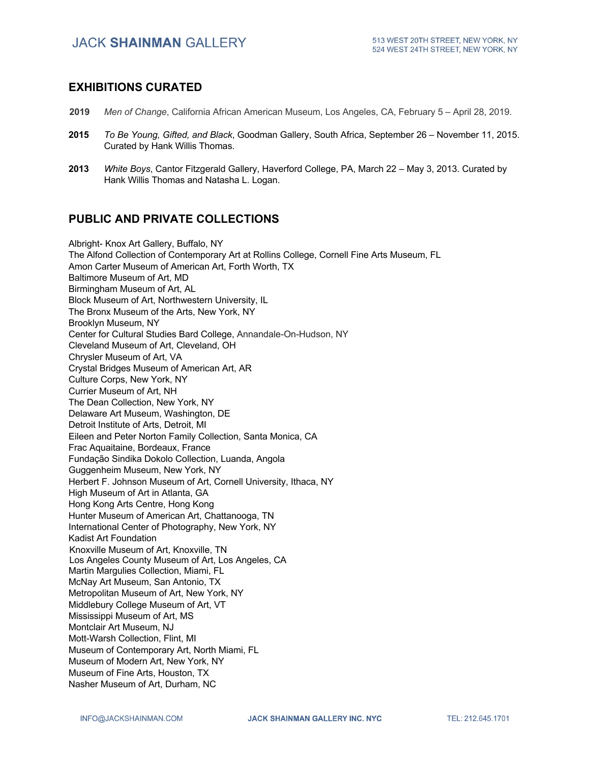## EXHIBITIONS CURATED

**2019** *Men of Change*, California African American Museum, Los Angeles, CA, February 5 – April 28, 2019.

**2015** *To Be Young, Gifted, and Black*, Goodman Gallery, South Africa, September 26 – November 11, 2015. Curated by Hank Willis Thomas.

**2013** *White Boys*, Cantor Fitzgerald Gallery, Haverford College, PA, March 22 – May 3, 2013. Curated by Hank Willis Thomas and Natasha L. Logan.

## PUBLIC AND PRIVATE COLLECTIONS

Albright- Knox Art Gallery, Buffalo, NY
The Alfond Collection of Contemporary Art at Rollins College, Cornell Fine Arts Museum, FL
Amon Carter Museum of American Art, Forth Worth, TX
Baltimore Museum of Art, MD
Birmingham Museum of Art, AL
Block Museum of Art, Northwestern University, IL
The Bronx Museum of the Arts, New York, NY
Brooklyn Museum, NY
Center for Cultural Studies Bard College, Annandale-On-Hudson, NY
Cleveland Museum of Art, Cleveland, OH
Chrysler Museum of Art, VA
Crystal Bridges Museum of American Art, AR
Culture Corps, New York, NY
Currier Museum of Art, NH
The Dean Collection, New York, NY
Delaware Art Museum, Washington, DE
Detroit Institute of Arts, Detroit, MI
Eileen and Peter Norton Family Collection, Santa Monica, CA
Frac Aquaitaine, Bordeaux, France
Fundação Sindika Dokolo Collection, Luanda, Angola
Guggenheim Museum, New York, NY
Herbert F. Johnson Museum of Art, Cornell University, Ithaca, NY
High Museum of Art in Atlanta, GA
Hong Kong Arts Centre, Hong Kong
Hunter Museum of American Art, Chattanooga, TN
International Center of Photography, New York, NY
Kadist Art Foundation
Knoxville Museum of Art, Knoxville, TN
Los Angeles County Museum of Art, Los Angeles, CA
Martin Margulies Collection, Miami, FL
McNay Art Museum, San Antonio, TX
Metropolitan Museum of Art, New York, NY
Middlebury College Museum of Art, VT
Mississippi Museum of Art, MS
Montclair Art Museum, NJ
Mott-Warsh Collection, Flint, MI
Museum of Contemporary Art, North Miami, FL
Museum of Modern Art, New York, NY
Museum of Fine Arts, Houston, TX
Nasher Museum of Art, Durham, NC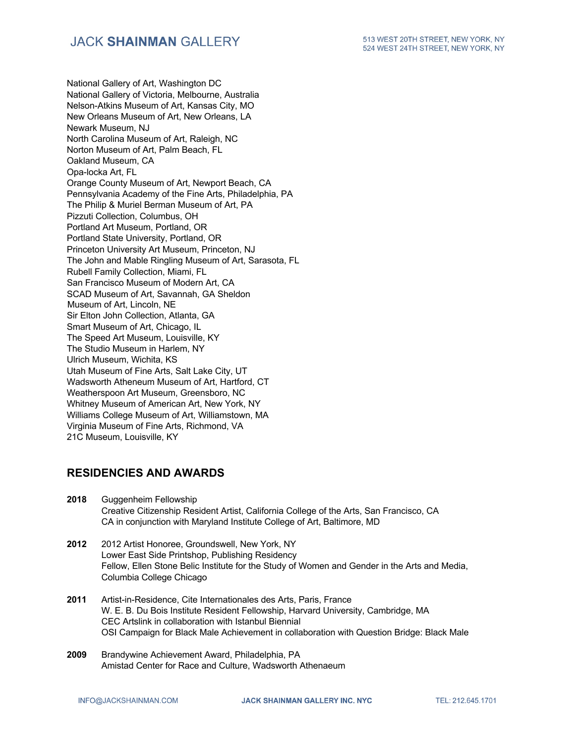National Gallery of Art, Washington DC
National Gallery of Victoria, Melbourne, Australia
Nelson-Atkins Museum of Art, Kansas City, MO
New Orleans Museum of Art, New Orleans, LA
Newark Museum, NJ
North Carolina Museum of Art, Raleigh, NC
Norton Museum of Art, Palm Beach, FL
Oakland Museum, CA
Opa-locka Art, FL
Orange County Museum of Art, Newport Beach, CA
Pennsylvania Academy of the Fine Arts, Philadelphia, PA
The Philip & Muriel Berman Museum of Art, PA
Pizzuti Collection, Columbus, OH
Portland Art Museum, Portland, OR
Portland State University, Portland, OR
Princeton University Art Museum, Princeton, NJ
The John and Mable Ringling Museum of Art, Sarasota, FL
Rubell Family Collection, Miami, FL
San Francisco Museum of Modern Art, CA
SCAD Museum of Art, Savannah, GA Sheldon
Museum of Art, Lincoln, NE
Sir Elton John Collection, Atlanta, GA
Smart Museum of Art, Chicago, IL
The Speed Art Museum, Louisville, KY
The Studio Museum in Harlem, NY
Ulrich Museum, Wichita, KS
Utah Museum of Fine Arts, Salt Lake City, UT
Wadsworth Atheneum Museum of Art, Hartford, CT
Weatherspoon Art Museum, Greensboro, NC
Whitney Museum of American Art, New York, NY
Williams College Museum of Art, Williamstown, MA
Virginia Museum of Fine Arts, Richmond, VA
21C Museum, Louisville, KY

## RESIDENCIES AND AWARDS

**2018** Guggenheim Fellowship
Creative Citizenship Resident Artist, California College of the Arts, San Francisco, CA
CA in conjunction with Maryland Institute College of Art, Baltimore, MD

**2012** 2012 Artist Honoree, Groundswell, New York, NY
Lower East Side Printshop, Publishing Residency
Fellow, Ellen Stone Belic Institute for the Study of Women and Gender in the Arts and Media, Columbia College Chicago

**2011** Artist-in-Residence, Cite Internationales des Arts, Paris, France
W. E. B. Du Bois Institute Resident Fellowship, Harvard University, Cambridge, MA
CEC Artslink in collaboration with Istanbul Biennial
OSI Campaign for Black Male Achievement in collaboration with Question Bridge: Black Male

**2009** Brandywine Achievement Award, Philadelphia, PA
Amistad Center for Race and Culture, Wadsworth Athenaeum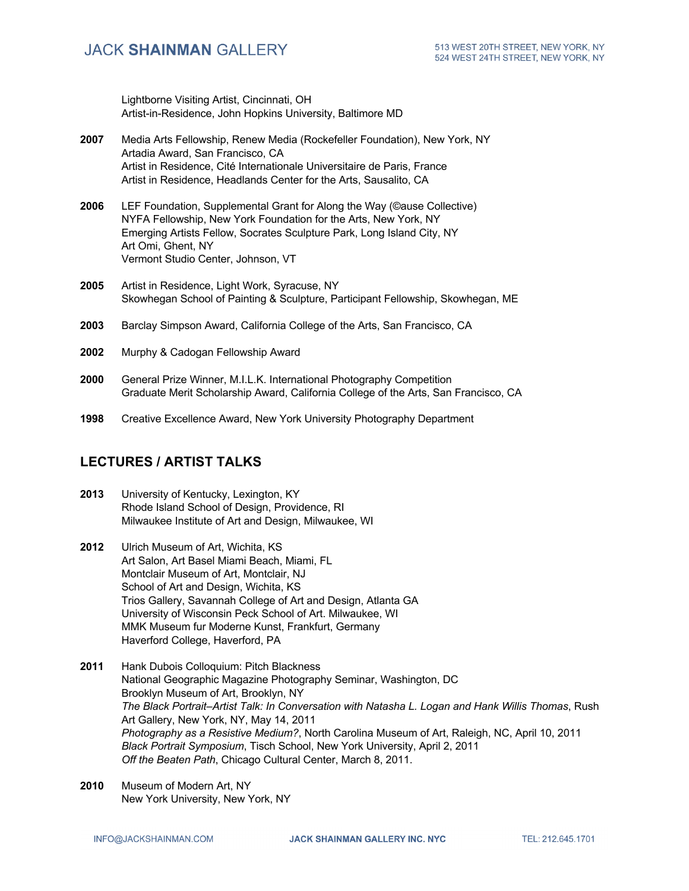Lightborne Visiting Artist, Cincinnati, OH
Artist-in-Residence, John Hopkins University, Baltimore MD

**2007** Media Arts Fellowship, Renew Media (Rockefeller Foundation), New York, NY
Artadia Award, San Francisco, CA
Artist in Residence, Cité Internationale Universitaire de Paris, France
Artist in Residence, Headlands Center for the Arts, Sausalito, CA

**2006** LEF Foundation, Supplemental Grant for Along the Way (©ause Collective)
NYFA Fellowship, New York Foundation for the Arts, New York, NY
Emerging Artists Fellow, Socrates Sculpture Park, Long Island City, NY
Art Omi, Ghent, NY
Vermont Studio Center, Johnson, VT

**2005** Artist in Residence, Light Work, Syracuse, NY
Skowhegan School of Painting & Sculpture, Participant Fellowship, Skowhegan, ME

**2003** Barclay Simpson Award, California College of the Arts, San Francisco, CA

**2002** Murphy & Cadogan Fellowship Award

**2000** General Prize Winner, M.I.L.K. International Photography Competition
Graduate Merit Scholarship Award, California College of the Arts, San Francisco, CA

**1998** Creative Excellence Award, New York University Photography Department

## LECTURES / ARTIST TALKS

**2013** University of Kentucky, Lexington, KY
Rhode Island School of Design, Providence, RI
Milwaukee Institute of Art and Design, Milwaukee, WI

**2012** Ulrich Museum of Art, Wichita, KS
Art Salon, Art Basel Miami Beach, Miami, FL
Montclair Museum of Art, Montclair, NJ
School of Art and Design, Wichita, KS
Trios Gallery, Savannah College of Art and Design, Atlanta GA
University of Wisconsin Peck School of Art. Milwaukee, WI
MMK Museum fur Moderne Kunst, Frankfurt, Germany
Haverford College, Haverford, PA

**2011** Hank Dubois Colloquium: Pitch Blackness
National Geographic Magazine Photography Seminar, Washington, DC
Brooklyn Museum of Art, Brooklyn, NY
*The Black Portrait–Artist Talk: In Conversation with Natasha L. Logan and Hank Willis Thomas*, Rush Art Gallery, New York, NY, May 14, 2011
*Photography as a Resistive Medium?*, North Carolina Museum of Art, Raleigh, NC, April 10, 2011
*Black Portrait Symposium*, Tisch School, New York University, April 2, 2011
*Off the Beaten Path*, Chicago Cultural Center, March 8, 2011.

**2010** Museum of Modern Art, NY
New York University, New York, NY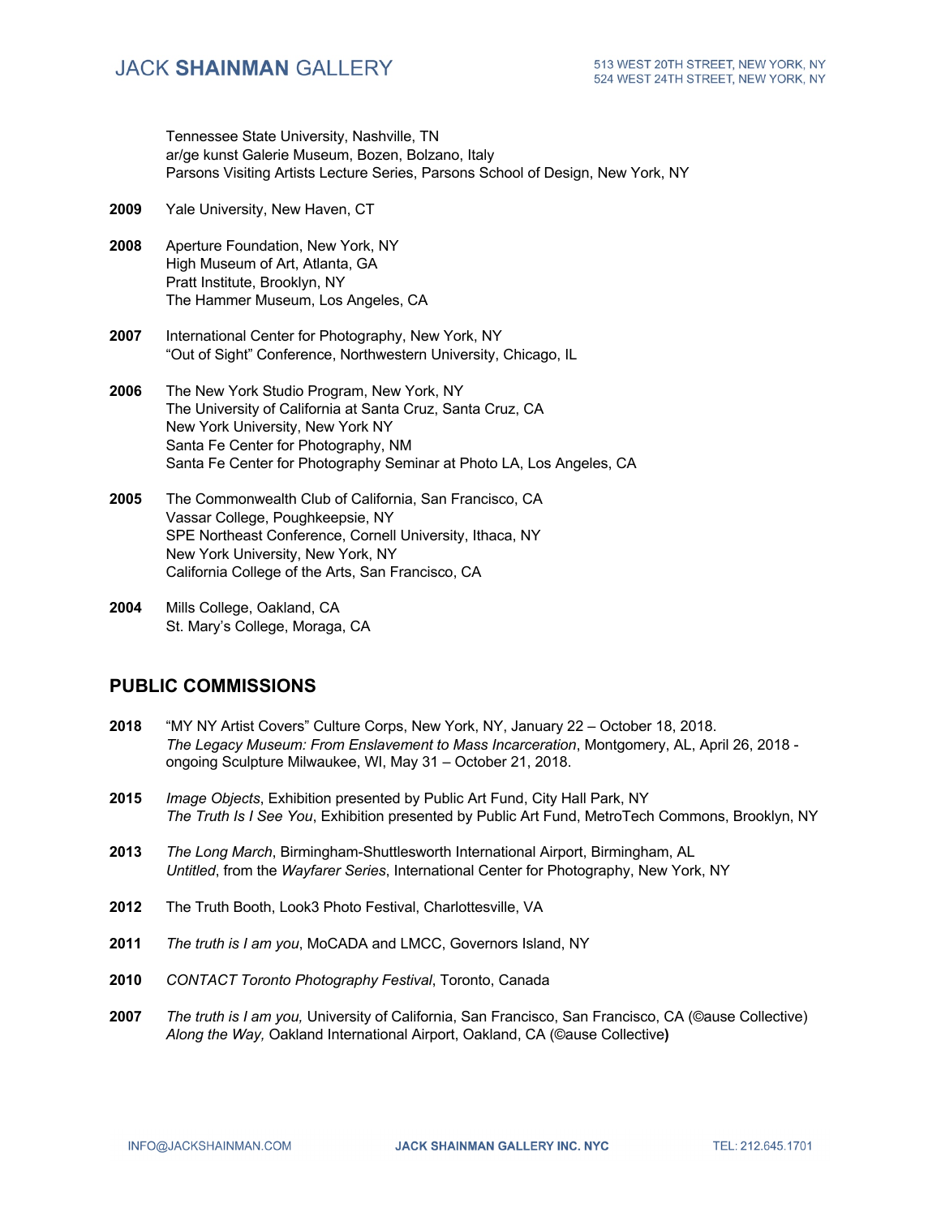Tennessee State University, Nashville, TN
ar/ge kunst Galerie Museum, Bozen, Bolzano, Italy
Parsons Visiting Artists Lecture Series, Parsons School of Design, New York, NY

**2009** Yale University, New Haven, CT

**2008** Aperture Foundation, New York, NY
High Museum of Art, Atlanta, GA
Pratt Institute, Brooklyn, NY
The Hammer Museum, Los Angeles, CA

**2007** International Center for Photography, New York, NY
"Out of Sight" Conference, Northwestern University, Chicago, IL

**2006** The New York Studio Program, New York, NY
The University of California at Santa Cruz, Santa Cruz, CA
New York University, New York NY
Santa Fe Center for Photography, NM
Santa Fe Center for Photography Seminar at Photo LA, Los Angeles, CA

**2005** The Commonwealth Club of California, San Francisco, CA
Vassar College, Poughkeepsie, NY
SPE Northeast Conference, Cornell University, Ithaca, NY
New York University, New York, NY
California College of the Arts, San Francisco, CA

**2004** Mills College, Oakland, CA
St. Mary's College, Moraga, CA

## PUBLIC COMMISSIONS

**2018** "MY NY Artist Covers" Culture Corps, New York, NY, January 22 – October 18, 2018.
*The Legacy Museum: From Enslavement to Mass Incarceration*, Montgomery, AL, April 26, 2018 - ongoing Sculpture Milwaukee, WI, May 31 – October 21, 2018.

**2015** *Image Objects*, Exhibition presented by Public Art Fund, City Hall Park, NY
*The Truth Is I See You*, Exhibition presented by Public Art Fund, MetroTech Commons, Brooklyn, NY

**2013** *The Long March*, Birmingham-Shuttlesworth International Airport, Birmingham, AL
*Untitled*, from the *Wayfarer Series*, International Center for Photography, New York, NY

**2012** The Truth Booth, Look3 Photo Festival, Charlottesville, VA

**2011** *The truth is I am you*, MoCADA and LMCC, Governors Island, NY

**2010** *CONTACT Toronto Photography Festival*, Toronto, Canada

**2007** *The truth is I am you,* University of California, San Francisco, San Francisco, CA (©ause Collective)
*Along the Way,* Oakland International Airport, Oakland, CA (©ause Collective**)**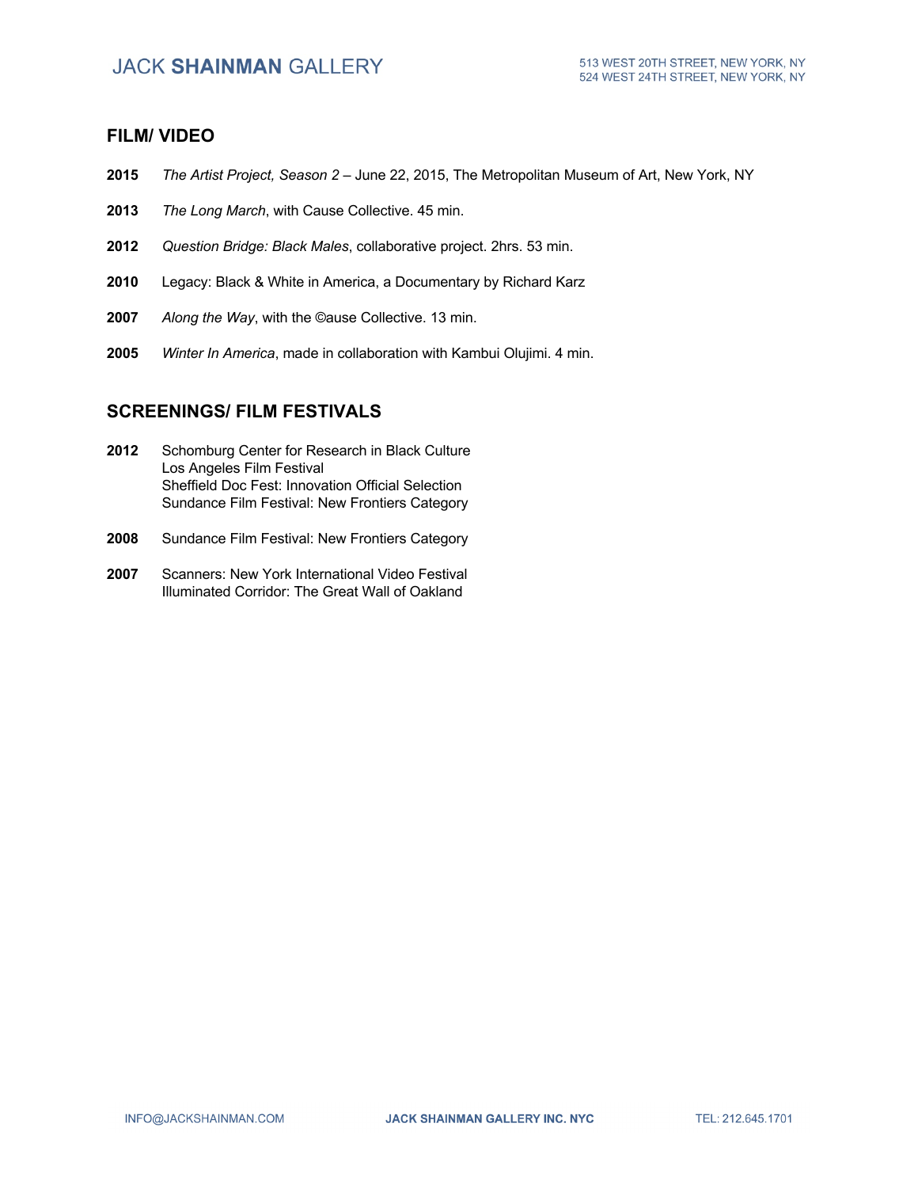## FILM/ VIDEO

**2015** *The Artist Project, Season 2* – June 22, 2015, The Metropolitan Museum of Art, New York, NY

**2013** *The Long March*, with Cause Collective. 45 min.

**2012** *Question Bridge: Black Males*, collaborative project. 2hrs. 53 min.

**2010** Legacy: Black & White in America, a Documentary by Richard Karz

**2007** *Along the Way*, with the ©ause Collective. 13 min.

**2005** *Winter In America*, made in collaboration with Kambui Olujimi. 4 min.

## SCREENINGS/ FILM FESTIVALS

**2012** Schomburg Center for Research in Black Culture
Los Angeles Film Festival
Sheffield Doc Fest: Innovation Official Selection
Sundance Film Festival: New Frontiers Category

**2008** Sundance Film Festival: New Frontiers Category

**2007** Scanners: New York International Video Festival
Illuminated Corridor: The Great Wall of Oakland